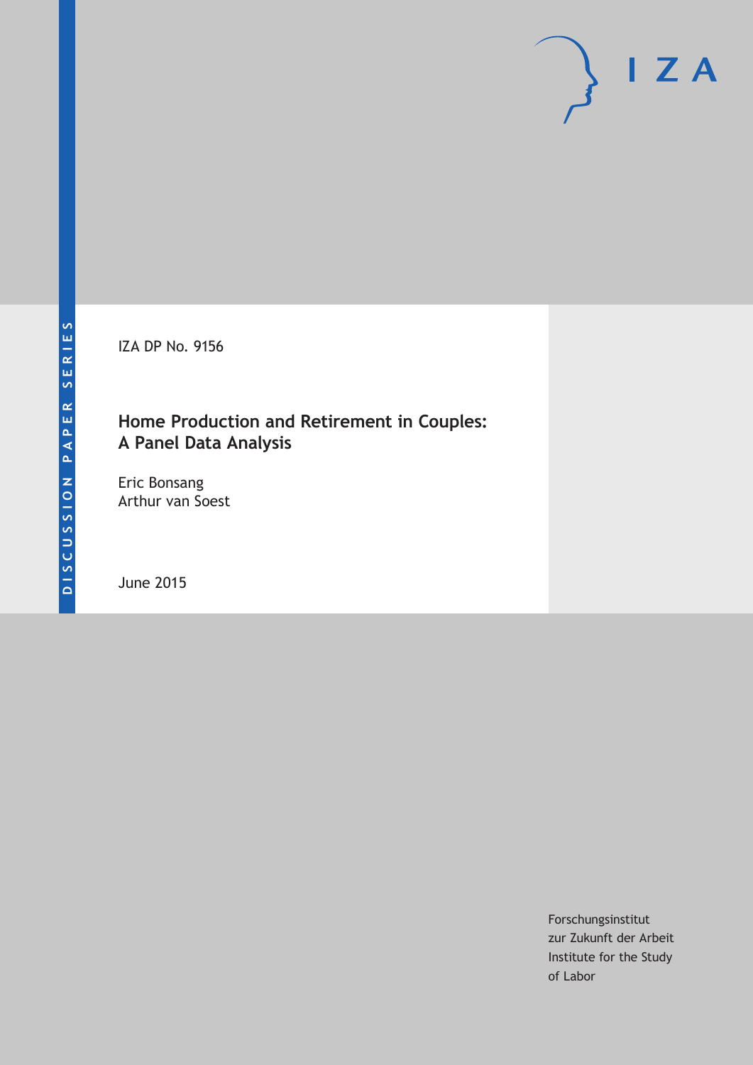DISCUSSION PAPER SERIES

IZA

IZA DP No. 9156

# Home Production and Retirement in Couples: A Panel Data Analysis

Eric Bonsang
Arthur van Soest

June 2015

Forschungsinstitut
zur Zukunft der Arbeit
Institute for the Study
of Labor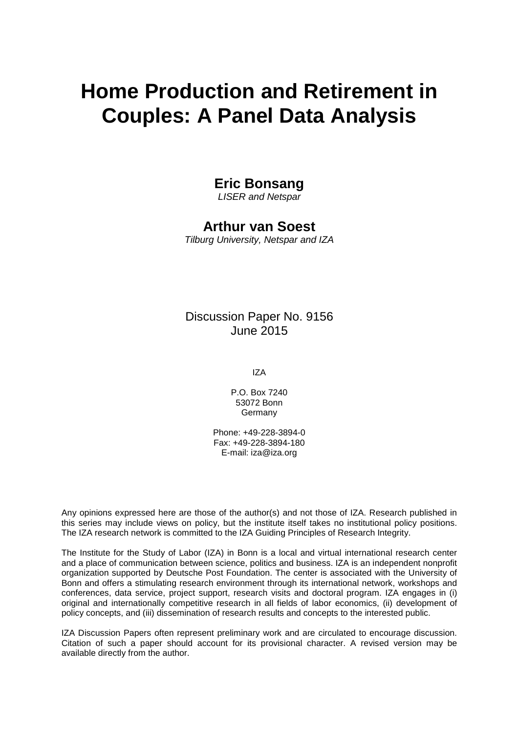# Home Production and Retirement in Couples: A Panel Data Analysis

**Eric Bonsang**
*LISER and Netspar*

**Arthur van Soest**
*Tilburg University, Netspar and IZA*

Discussion Paper No. 9156
June 2015

IZA

P.O. Box 7240
53072 Bonn
Germany

Phone: +49-228-3894-0
Fax: +49-228-3894-180
E-mail: iza@iza.org

Any opinions expressed here are those of the author(s) and not those of IZA. Research published in this series may include views on policy, but the institute itself takes no institutional policy positions. The IZA research network is committed to the IZA Guiding Principles of Research Integrity.

The Institute for the Study of Labor (IZA) in Bonn is a local and virtual international research center and a place of communication between science, politics and business. IZA is an independent nonprofit organization supported by Deutsche Post Foundation. The center is associated with the University of Bonn and offers a stimulating research environment through its international network, workshops and conferences, data service, project support, research visits and doctoral program. IZA engages in (i) original and internationally competitive research in all fields of labor economics, (ii) development of policy concepts, and (iii) dissemination of research results and concepts to the interested public.

IZA Discussion Papers often represent preliminary work and are circulated to encourage discussion. Citation of such a paper should account for its provisional character. A revised version may be available directly from the author.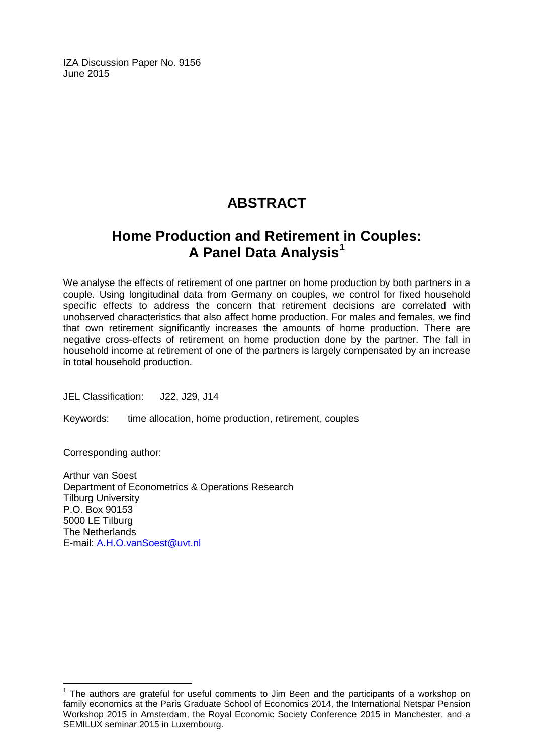IZA Discussion Paper No. 9156
June 2015

# ABSTRACT

## Home Production and Retirement in Couples: A Panel Data Analysis[1]

We analyse the effects of retirement of one partner on home production by both partners in a couple. Using longitudinal data from Germany on couples, we control for fixed household specific effects to address the concern that retirement decisions are correlated with unobserved characteristics that also affect home production. For males and females, we find that own retirement significantly increases the amounts of home production. There are negative cross-effects of retirement on home production done by the partner. The fall in household income at retirement of one of the partners is largely compensated by an increase in total household production.

JEL Classification: J22, J29, J14

Keywords: time allocation, home production, retirement, couples

Corresponding author:

Arthur van Soest
Department of Econometrics & Operations Research
Tilburg University
P.O. Box 90153
5000 LE Tilburg
The Netherlands
E-mail: A.H.O.vanSoest@uvt.nl

[1] The authors are grateful for useful comments to Jim Been and the participants of a workshop on family economics at the Paris Graduate School of Economics 2014, the International Netspar Pension Workshop 2015 in Amsterdam, the Royal Economic Society Conference 2015 in Manchester, and a SEMILUX seminar 2015 in Luxembourg.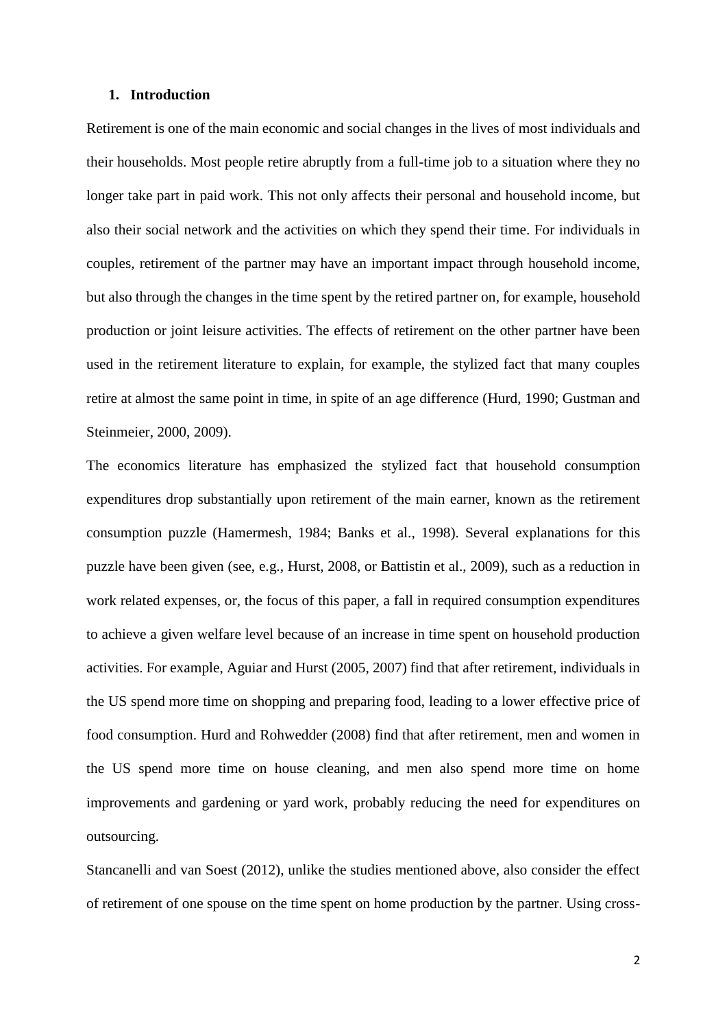## 1. Introduction

Retirement is one of the main economic and social changes in the lives of most individuals and their households. Most people retire abruptly from a full-time job to a situation where they no longer take part in paid work. This not only affects their personal and household income, but also their social network and the activities on which they spend their time. For individuals in couples, retirement of the partner may have an important impact through household income, but also through the changes in the time spent by the retired partner on, for example, household production or joint leisure activities. The effects of retirement on the other partner have been used in the retirement literature to explain, for example, the stylized fact that many couples retire at almost the same point in time, in spite of an age difference (Hurd, 1990; Gustman and Steinmeier, 2000, 2009).

The economics literature has emphasized the stylized fact that household consumption expenditures drop substantially upon retirement of the main earner, known as the retirement consumption puzzle (Hamermesh, 1984; Banks et al., 1998). Several explanations for this puzzle have been given (see, e.g., Hurst, 2008, or Battistin et al., 2009), such as a reduction in work related expenses, or, the focus of this paper, a fall in required consumption expenditures to achieve a given welfare level because of an increase in time spent on household production activities. For example, Aguiar and Hurst (2005, 2007) find that after retirement, individuals in the US spend more time on shopping and preparing food, leading to a lower effective price of food consumption. Hurd and Rohwedder (2008) find that after retirement, men and women in the US spend more time on house cleaning, and men also spend more time on home improvements and gardening or yard work, probably reducing the need for expenditures on outsourcing.

Stancanelli and van Soest (2012), unlike the studies mentioned above, also consider the effect of retirement of one spouse on the time spent on home production by the partner. Using cross-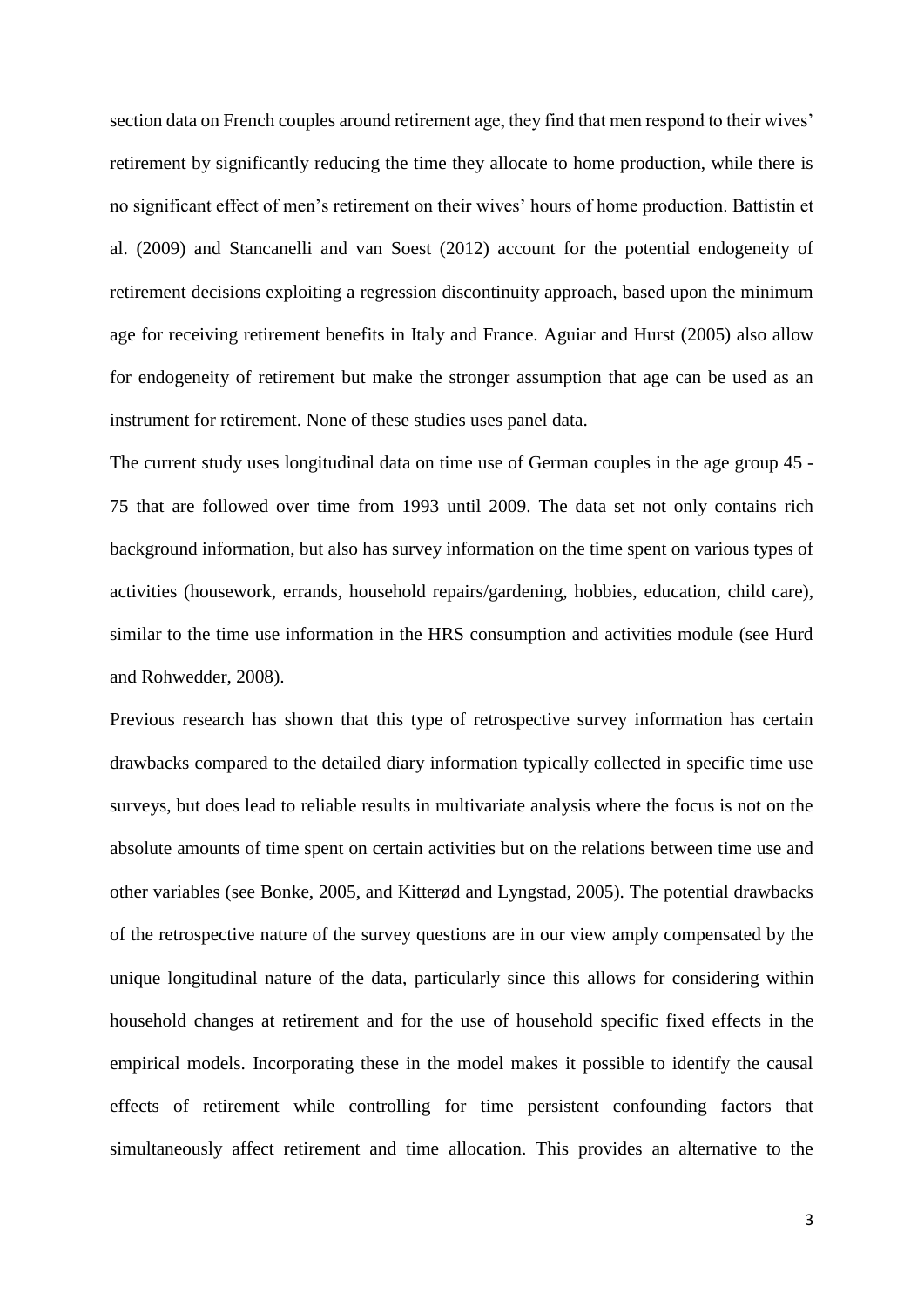section data on French couples around retirement age, they find that men respond to their wives' retirement by significantly reducing the time they allocate to home production, while there is no significant effect of men's retirement on their wives' hours of home production. Battistin et al. (2009) and Stancanelli and van Soest (2012) account for the potential endogeneity of retirement decisions exploiting a regression discontinuity approach, based upon the minimum age for receiving retirement benefits in Italy and France. Aguiar and Hurst (2005) also allow for endogeneity of retirement but make the stronger assumption that age can be used as an instrument for retirement. None of these studies uses panel data.

The current study uses longitudinal data on time use of German couples in the age group 45 - 75 that are followed over time from 1993 until 2009. The data set not only contains rich background information, but also has survey information on the time spent on various types of activities (housework, errands, household repairs/gardening, hobbies, education, child care), similar to the time use information in the HRS consumption and activities module (see Hurd and Rohwedder, 2008).

Previous research has shown that this type of retrospective survey information has certain drawbacks compared to the detailed diary information typically collected in specific time use surveys, but does lead to reliable results in multivariate analysis where the focus is not on the absolute amounts of time spent on certain activities but on the relations between time use and other variables (see Bonke, 2005, and Kitterød and Lyngstad, 2005). The potential drawbacks of the retrospective nature of the survey questions are in our view amply compensated by the unique longitudinal nature of the data, particularly since this allows for considering within household changes at retirement and for the use of household specific fixed effects in the empirical models. Incorporating these in the model makes it possible to identify the causal effects of retirement while controlling for time persistent confounding factors that simultaneously affect retirement and time allocation. This provides an alternative to the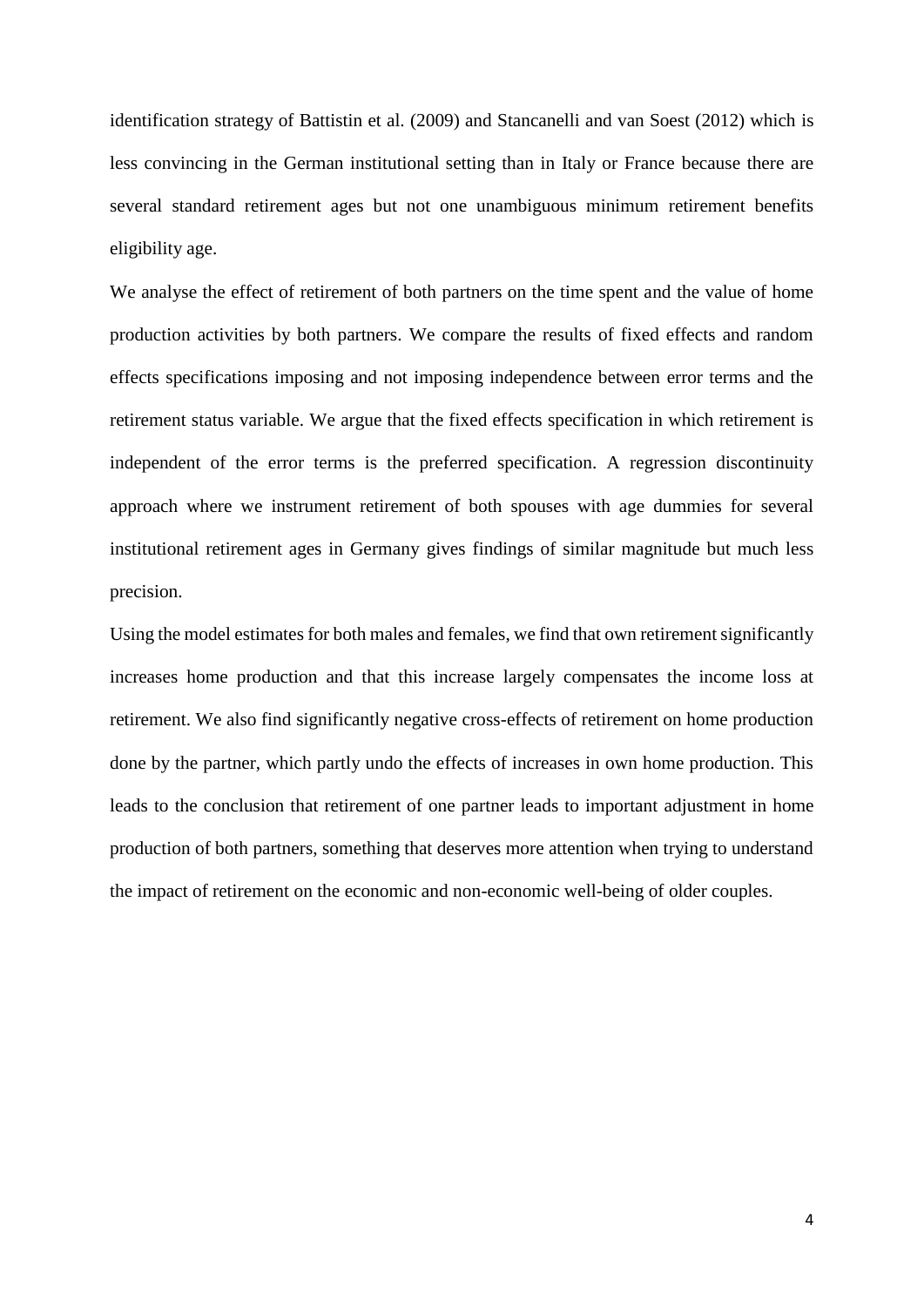identification strategy of Battistin et al. (2009) and Stancanelli and van Soest (2012) which is less convincing in the German institutional setting than in Italy or France because there are several standard retirement ages but not one unambiguous minimum retirement benefits eligibility age.

We analyse the effect of retirement of both partners on the time spent and the value of home production activities by both partners. We compare the results of fixed effects and random effects specifications imposing and not imposing independence between error terms and the retirement status variable. We argue that the fixed effects specification in which retirement is independent of the error terms is the preferred specification. A regression discontinuity approach where we instrument retirement of both spouses with age dummies for several institutional retirement ages in Germany gives findings of similar magnitude but much less precision.

Using the model estimates for both males and females, we find that own retirement significantly increases home production and that this increase largely compensates the income loss at retirement. We also find significantly negative cross-effects of retirement on home production done by the partner, which partly undo the effects of increases in own home production. This leads to the conclusion that retirement of one partner leads to important adjustment in home production of both partners, something that deserves more attention when trying to understand the impact of retirement on the economic and non-economic well-being of older couples.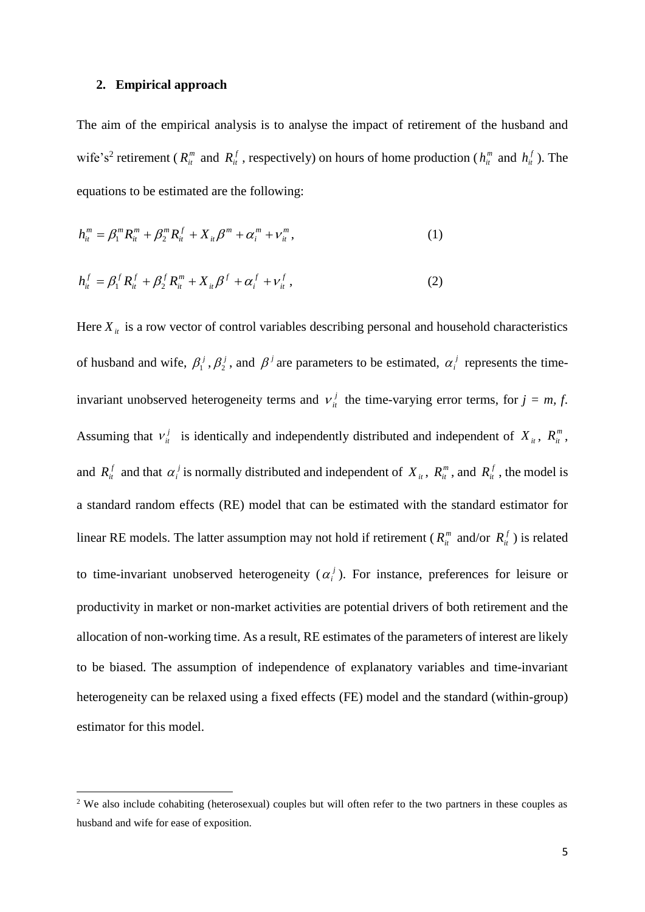## 2. Empirical approach

The aim of the empirical analysis is to analyse the impact of retirement of the husband and wife's[2] retirement ($R_{it}^{m}$ and $R_{it}^{f}$, respectively) on hours of home production ($h_{it}^{m}$ and $h_{it}^{f}$). The equations to be estimated are the following:

$$h_{it}^{m} = \beta_1^{m} R_{it}^{m} + \beta_2^{m} R_{it}^{f} + X_{it}\beta^{m} + \alpha_i^{m} + \nu_{it}^{m}, \tag{1}$$

$$h_{it}^{f} = \beta_1^{f} R_{it}^{f} + \beta_2^{f} R_{it}^{m} + X_{it}\beta^{f} + \alpha_i^{f} + \nu_{it}^{f}, \tag{2}$$

Here $X_{it}$ is a row vector of control variables describing personal and household characteristics of husband and wife, $\beta_1^{j}, \beta_2^{j}$, and $\beta^{j}$ are parameters to be estimated, $\alpha_i^{j}$ represents the time-invariant unobserved heterogeneity terms and $\nu_{it}^{j}$ the time-varying error terms, for $j = m, f$. Assuming that $\nu_{it}^{j}$ is identically and independently distributed and independent of $X_{it}$, $R_{it}^{m}$, and $R_{it}^{f}$ and that $\alpha_i^{j}$ is normally distributed and independent of $X_{it}$, $R_{it}^{m}$, and $R_{it}^{f}$, the model is a standard random effects (RE) model that can be estimated with the standard estimator for linear RE models. The latter assumption may not hold if retirement ($R_{it}^{m}$ and/or $R_{it}^{f}$) is related to time-invariant unobserved heterogeneity ($\alpha_i^{j}$). For instance, preferences for leisure or productivity in market or non-market activities are potential drivers of both retirement and the allocation of non-working time. As a result, RE estimates of the parameters of interest are likely to be biased. The assumption of independence of explanatory variables and time-invariant heterogeneity can be relaxed using a fixed effects (FE) model and the standard (within-group) estimator for this model.

[2] We also include cohabiting (heterosexual) couples but will often refer to the two partners in these couples as husband and wife for ease of exposition.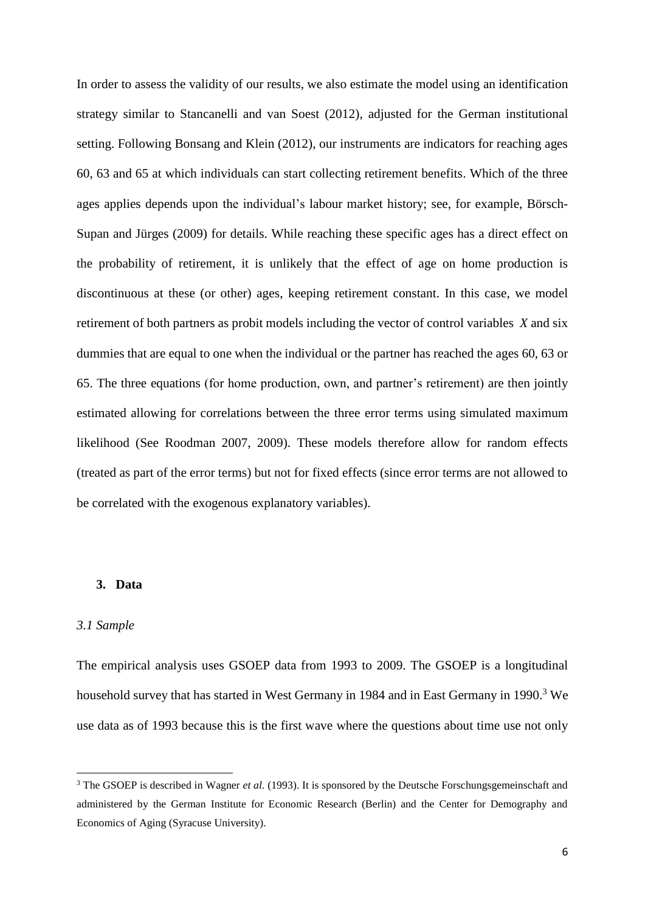In order to assess the validity of our results, we also estimate the model using an identification strategy similar to Stancanelli and van Soest (2012), adjusted for the German institutional setting. Following Bonsang and Klein (2012), our instruments are indicators for reaching ages 60, 63 and 65 at which individuals can start collecting retirement benefits. Which of the three ages applies depends upon the individual's labour market history; see, for example, Börsch-Supan and Jürges (2009) for details. While reaching these specific ages has a direct effect on the probability of retirement, it is unlikely that the effect of age on home production is discontinuous at these (or other) ages, keeping retirement constant. In this case, we model retirement of both partners as probit models including the vector of control variables $X$ and six dummies that are equal to one when the individual or the partner has reached the ages 60, 63 or 65. The three equations (for home production, own, and partner's retirement) are then jointly estimated allowing for correlations between the three error terms using simulated maximum likelihood (See Roodman 2007, 2009). These models therefore allow for random effects (treated as part of the error terms) but not for fixed effects (since error terms are not allowed to be correlated with the exogenous explanatory variables).

## 3. Data

### *3.1 Sample*

The empirical analysis uses GSOEP data from 1993 to 2009. The GSOEP is a longitudinal household survey that has started in West Germany in 1984 and in East Germany in 1990.[3] We use data as of 1993 because this is the first wave where the questions about time use not only

[3] The GSOEP is described in Wagner *et al.* (1993). It is sponsored by the Deutsche Forschungsgemeinschaft and administered by the German Institute for Economic Research (Berlin) and the Center for Demography and Economics of Aging (Syracuse University).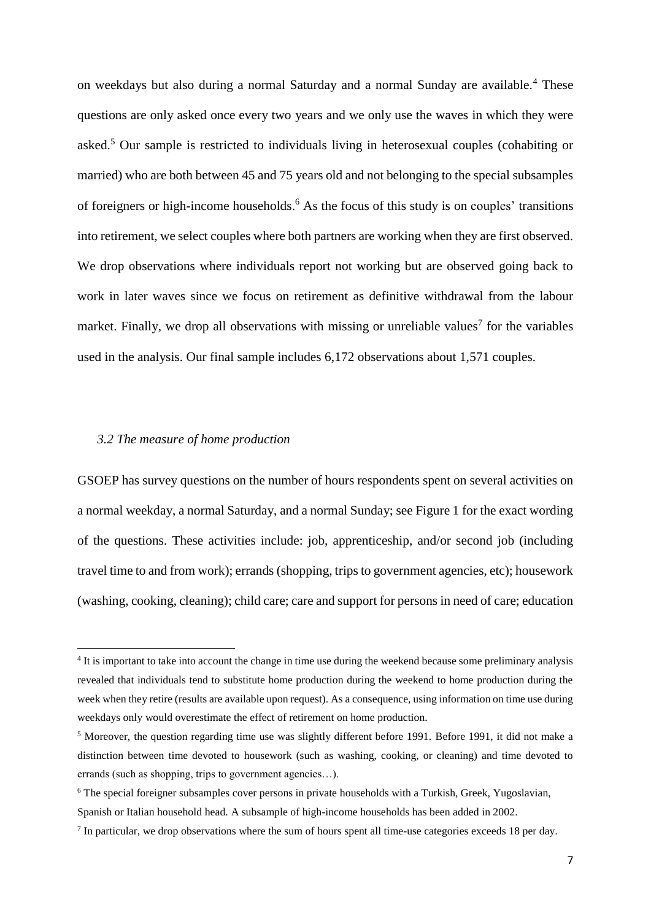on weekdays but also during a normal Saturday and a normal Sunday are available.[4] These questions are only asked once every two years and we only use the waves in which they were asked.[5] Our sample is restricted to individuals living in heterosexual couples (cohabiting or married) who are both between 45 and 75 years old and not belonging to the special subsamples of foreigners or high-income households.[6] As the focus of this study is on couples' transitions into retirement, we select couples where both partners are working when they are first observed. We drop observations where individuals report not working but are observed going back to work in later waves since we focus on retirement as definitive withdrawal from the labour market. Finally, we drop all observations with missing or unreliable values[7] for the variables used in the analysis. Our final sample includes 6,172 observations about 1,571 couples.

### *3.2 The measure of home production*

GSOEP has survey questions on the number of hours respondents spent on several activities on a normal weekday, a normal Saturday, and a normal Sunday; see Figure 1 for the exact wording of the questions. These activities include: job, apprenticeship, and/or second job (including travel time to and from work); errands (shopping, trips to government agencies, etc); housework (washing, cooking, cleaning); child care; care and support for persons in need of care; education

---

[4] It is important to take into account the change in time use during the weekend because some preliminary analysis revealed that individuals tend to substitute home production during the weekend to home production during the week when they retire (results are available upon request). As a consequence, using information on time use during weekdays only would overestimate the effect of retirement on home production.

[5] Moreover, the question regarding time use was slightly different before 1991. Before 1991, it did not make a distinction between time devoted to housework (such as washing, cooking, or cleaning) and time devoted to errands (such as shopping, trips to government agencies…).

[6] The special foreigner subsamples cover persons in private households with a Turkish, Greek, Yugoslavian, Spanish or Italian household head. A subsample of high-income households has been added in 2002.

[7] In particular, we drop observations where the sum of hours spent all time-use categories exceeds 18 per day.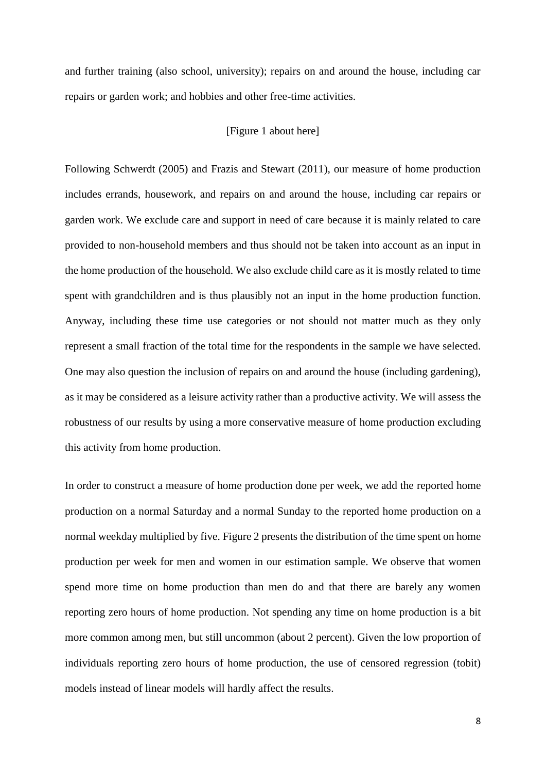and further training (also school, university); repairs on and around the house, including car repairs or garden work; and hobbies and other free-time activities.

[Figure 1 about here]

Following Schwerdt (2005) and Frazis and Stewart (2011), our measure of home production includes errands, housework, and repairs on and around the house, including car repairs or garden work. We exclude care and support in need of care because it is mainly related to care provided to non-household members and thus should not be taken into account as an input in the home production of the household. We also exclude child care as it is mostly related to time spent with grandchildren and is thus plausibly not an input in the home production function. Anyway, including these time use categories or not should not matter much as they only represent a small fraction of the total time for the respondents in the sample we have selected. One may also question the inclusion of repairs on and around the house (including gardening), as it may be considered as a leisure activity rather than a productive activity. We will assess the robustness of our results by using a more conservative measure of home production excluding this activity from home production.

In order to construct a measure of home production done per week, we add the reported home production on a normal Saturday and a normal Sunday to the reported home production on a normal weekday multiplied by five. Figure 2 presents the distribution of the time spent on home production per week for men and women in our estimation sample. We observe that women spend more time on home production than men do and that there are barely any women reporting zero hours of home production. Not spending any time on home production is a bit more common among men, but still uncommon (about 2 percent). Given the low proportion of individuals reporting zero hours of home production, the use of censored regression (tobit) models instead of linear models will hardly affect the results.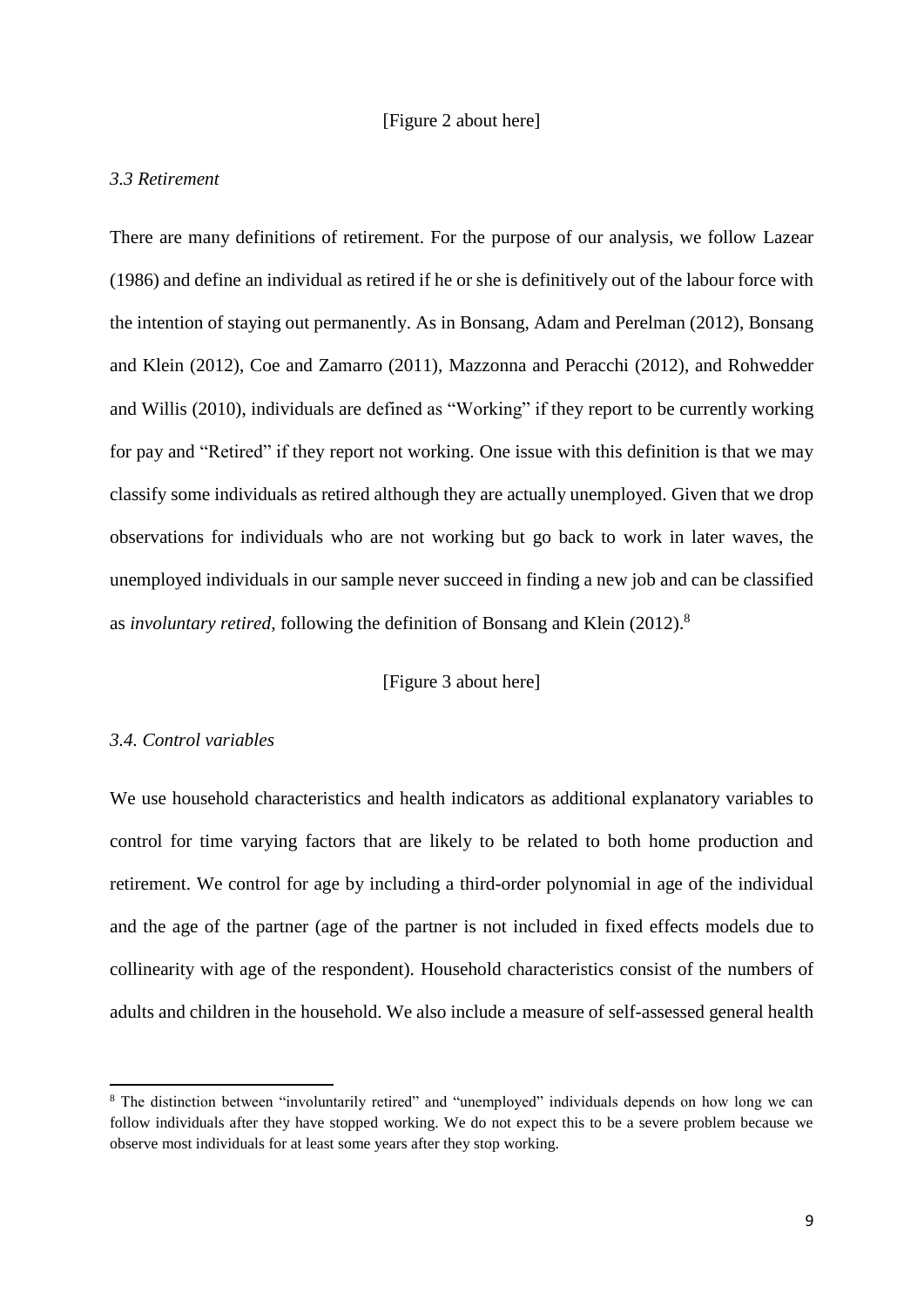[Figure 2 about here]

### *3.3 Retirement*

There are many definitions of retirement. For the purpose of our analysis, we follow Lazear (1986) and define an individual as retired if he or she is definitively out of the labour force with the intention of staying out permanently. As in Bonsang, Adam and Perelman (2012), Bonsang and Klein (2012), Coe and Zamarro (2011), Mazzonna and Peracchi (2012), and Rohwedder and Willis (2010), individuals are defined as "Working" if they report to be currently working for pay and "Retired" if they report not working. One issue with this definition is that we may classify some individuals as retired although they are actually unemployed. Given that we drop observations for individuals who are not working but go back to work in later waves, the unemployed individuals in our sample never succeed in finding a new job and can be classified as *involuntary retired*, following the definition of Bonsang and Klein (2012).[8]

[Figure 3 about here]

### *3.4. Control variables*

We use household characteristics and health indicators as additional explanatory variables to control for time varying factors that are likely to be related to both home production and retirement. We control for age by including a third-order polynomial in age of the individual and the age of the partner (age of the partner is not included in fixed effects models due to collinearity with age of the respondent). Household characteristics consist of the numbers of adults and children in the household. We also include a measure of self-assessed general health

[8] The distinction between "involuntarily retired" and "unemployed" individuals depends on how long we can follow individuals after they have stopped working. We do not expect this to be a severe problem because we observe most individuals for at least some years after they stop working.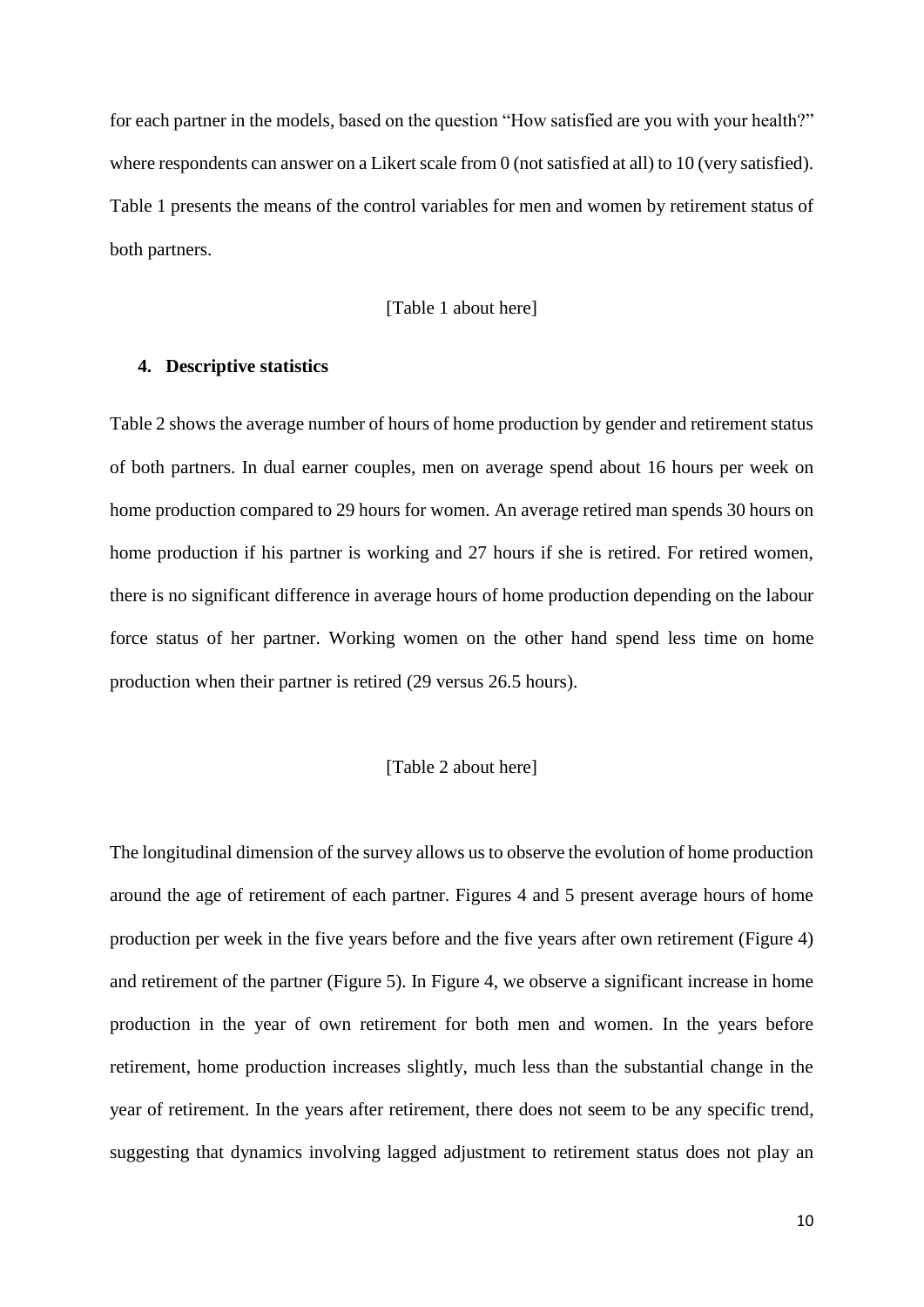for each partner in the models, based on the question "How satisfied are you with your health?" where respondents can answer on a Likert scale from 0 (not satisfied at all) to 10 (very satisfied). Table 1 presents the means of the control variables for men and women by retirement status of both partners.

[Table 1 about here]

## 4. Descriptive statistics

Table 2 shows the average number of hours of home production by gender and retirement status of both partners. In dual earner couples, men on average spend about 16 hours per week on home production compared to 29 hours for women. An average retired man spends 30 hours on home production if his partner is working and 27 hours if she is retired. For retired women, there is no significant difference in average hours of home production depending on the labour force status of her partner. Working women on the other hand spend less time on home production when their partner is retired (29 versus 26.5 hours).

[Table 2 about here]

The longitudinal dimension of the survey allows us to observe the evolution of home production around the age of retirement of each partner. Figures 4 and 5 present average hours of home production per week in the five years before and the five years after own retirement (Figure 4) and retirement of the partner (Figure 5). In Figure 4, we observe a significant increase in home production in the year of own retirement for both men and women. In the years before retirement, home production increases slightly, much less than the substantial change in the year of retirement. In the years after retirement, there does not seem to be any specific trend, suggesting that dynamics involving lagged adjustment to retirement status does not play an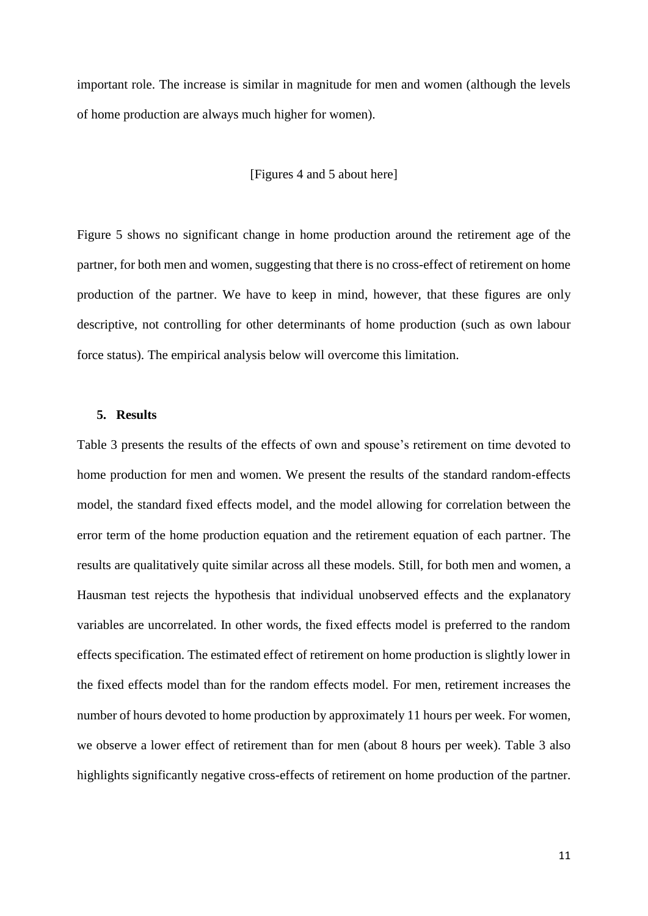important role. The increase is similar in magnitude for men and women (although the levels of home production are always much higher for women).

[Figures 4 and 5 about here]

Figure 5 shows no significant change in home production around the retirement age of the partner, for both men and women, suggesting that there is no cross-effect of retirement on home production of the partner. We have to keep in mind, however, that these figures are only descriptive, not controlling for other determinants of home production (such as own labour force status). The empirical analysis below will overcome this limitation.

## 5. Results

Table 3 presents the results of the effects of own and spouse's retirement on time devoted to home production for men and women. We present the results of the standard random-effects model, the standard fixed effects model, and the model allowing for correlation between the error term of the home production equation and the retirement equation of each partner. The results are qualitatively quite similar across all these models. Still, for both men and women, a Hausman test rejects the hypothesis that individual unobserved effects and the explanatory variables are uncorrelated. In other words, the fixed effects model is preferred to the random effects specification. The estimated effect of retirement on home production is slightly lower in the fixed effects model than for the random effects model. For men, retirement increases the number of hours devoted to home production by approximately 11 hours per week. For women, we observe a lower effect of retirement than for men (about 8 hours per week). Table 3 also highlights significantly negative cross-effects of retirement on home production of the partner.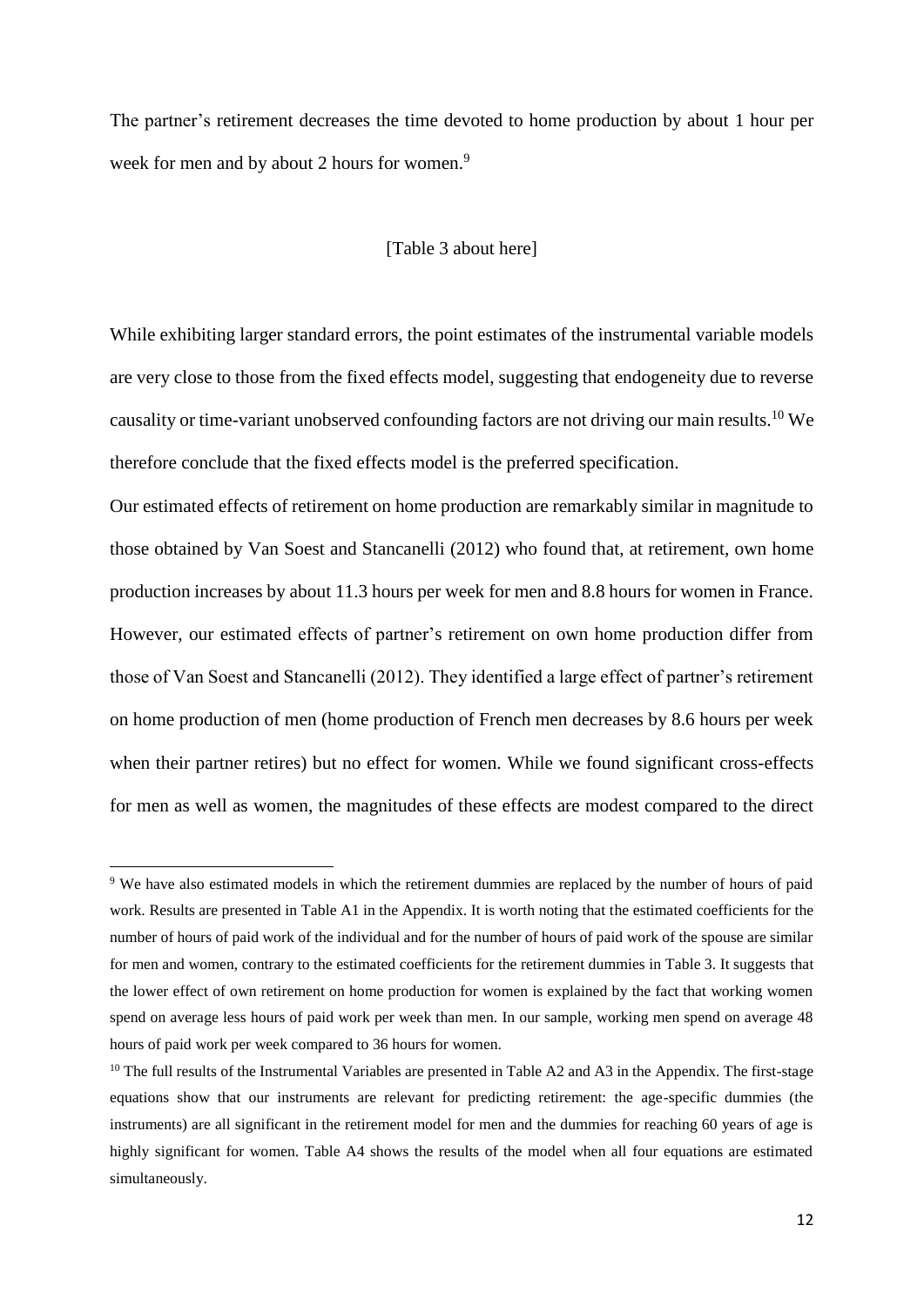The partner's retirement decreases the time devoted to home production by about 1 hour per week for men and by about 2 hours for women.[9]

[Table 3 about here]

While exhibiting larger standard errors, the point estimates of the instrumental variable models are very close to those from the fixed effects model, suggesting that endogeneity due to reverse causality or time-variant unobserved confounding factors are not driving our main results.[10] We therefore conclude that the fixed effects model is the preferred specification.

Our estimated effects of retirement on home production are remarkably similar in magnitude to those obtained by Van Soest and Stancanelli (2012) who found that, at retirement, own home production increases by about 11.3 hours per week for men and 8.8 hours for women in France. However, our estimated effects of partner's retirement on own home production differ from those of Van Soest and Stancanelli (2012). They identified a large effect of partner's retirement on home production of men (home production of French men decreases by 8.6 hours per week when their partner retires) but no effect for women. While we found significant cross-effects for men as well as women, the magnitudes of these effects are modest compared to the direct

[9] We have also estimated models in which the retirement dummies are replaced by the number of hours of paid work. Results are presented in Table A1 in the Appendix. It is worth noting that the estimated coefficients for the number of hours of paid work of the individual and for the number of hours of paid work of the spouse are similar for men and women, contrary to the estimated coefficients for the retirement dummies in Table 3. It suggests that the lower effect of own retirement on home production for women is explained by the fact that working women spend on average less hours of paid work per week than men. In our sample, working men spend on average 48 hours of paid work per week compared to 36 hours for women.

[10] The full results of the Instrumental Variables are presented in Table A2 and A3 in the Appendix. The first-stage equations show that our instruments are relevant for predicting retirement: the age-specific dummies (the instruments) are all significant in the retirement model for men and the dummies for reaching 60 years of age is highly significant for women. Table A4 shows the results of the model when all four equations are estimated simultaneously.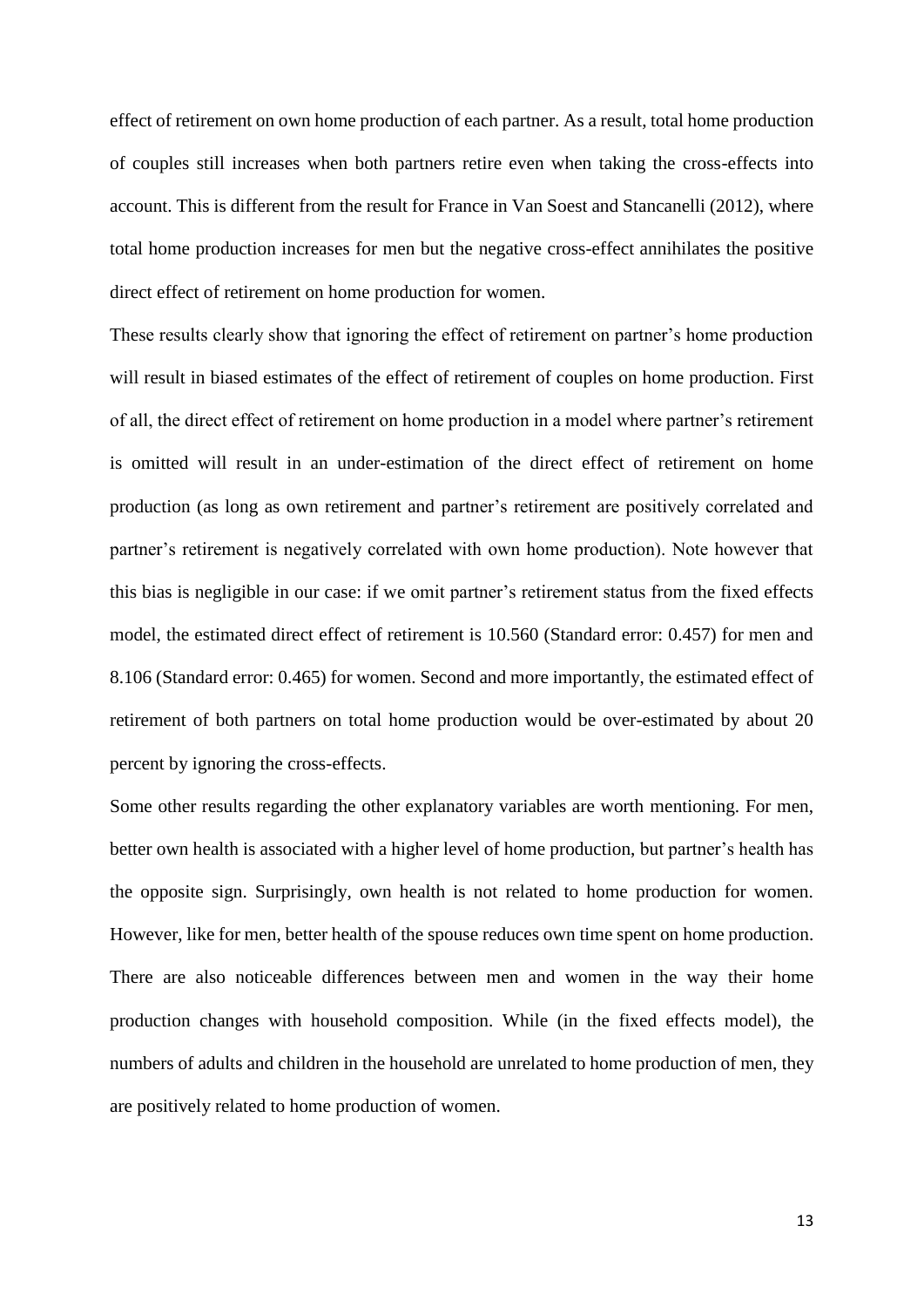effect of retirement on own home production of each partner. As a result, total home production of couples still increases when both partners retire even when taking the cross-effects into account. This is different from the result for France in Van Soest and Stancanelli (2012), where total home production increases for men but the negative cross-effect annihilates the positive direct effect of retirement on home production for women.

These results clearly show that ignoring the effect of retirement on partner's home production will result in biased estimates of the effect of retirement of couples on home production. First of all, the direct effect of retirement on home production in a model where partner's retirement is omitted will result in an under-estimation of the direct effect of retirement on home production (as long as own retirement and partner's retirement are positively correlated and partner's retirement is negatively correlated with own home production). Note however that this bias is negligible in our case: if we omit partner's retirement status from the fixed effects model, the estimated direct effect of retirement is 10.560 (Standard error: 0.457) for men and 8.106 (Standard error: 0.465) for women. Second and more importantly, the estimated effect of retirement of both partners on total home production would be over-estimated by about 20 percent by ignoring the cross-effects.

Some other results regarding the other explanatory variables are worth mentioning. For men, better own health is associated with a higher level of home production, but partner's health has the opposite sign. Surprisingly, own health is not related to home production for women. However, like for men, better health of the spouse reduces own time spent on home production. There are also noticeable differences between men and women in the way their home production changes with household composition. While (in the fixed effects model), the numbers of adults and children in the household are unrelated to home production of men, they are positively related to home production of women.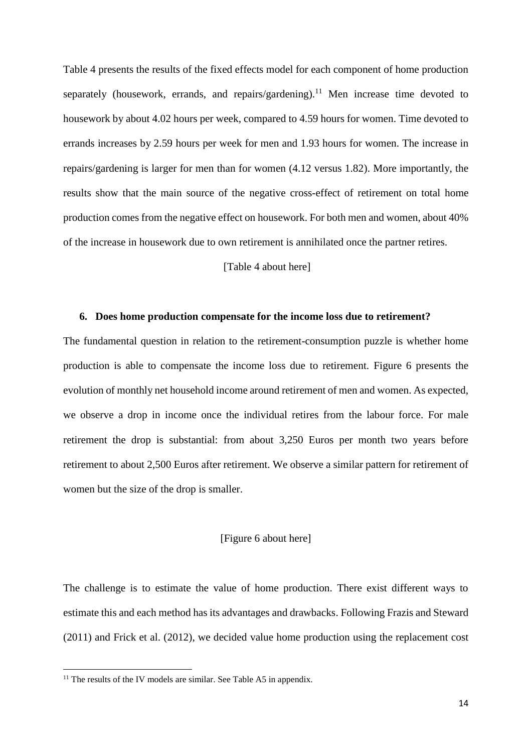Table 4 presents the results of the fixed effects model for each component of home production separately (housework, errands, and repairs/gardening).[11] Men increase time devoted to housework by about 4.02 hours per week, compared to 4.59 hours for women. Time devoted to errands increases by 2.59 hours per week for men and 1.93 hours for women. The increase in repairs/gardening is larger for men than for women (4.12 versus 1.82). More importantly, the results show that the main source of the negative cross-effect of retirement on total home production comes from the negative effect on housework. For both men and women, about 40% of the increase in housework due to own retirement is annihilated once the partner retires.

[Table 4 about here]

## 6. Does home production compensate for the income loss due to retirement?

The fundamental question in relation to the retirement-consumption puzzle is whether home production is able to compensate the income loss due to retirement. Figure 6 presents the evolution of monthly net household income around retirement of men and women. As expected, we observe a drop in income once the individual retires from the labour force. For male retirement the drop is substantial: from about 3,250 Euros per month two years before retirement to about 2,500 Euros after retirement. We observe a similar pattern for retirement of women but the size of the drop is smaller.

[Figure 6 about here]

The challenge is to estimate the value of home production. There exist different ways to estimate this and each method has its advantages and drawbacks. Following Frazis and Steward (2011) and Frick et al. (2012), we decided value home production using the replacement cost

[11] The results of the IV models are similar. See Table A5 in appendix.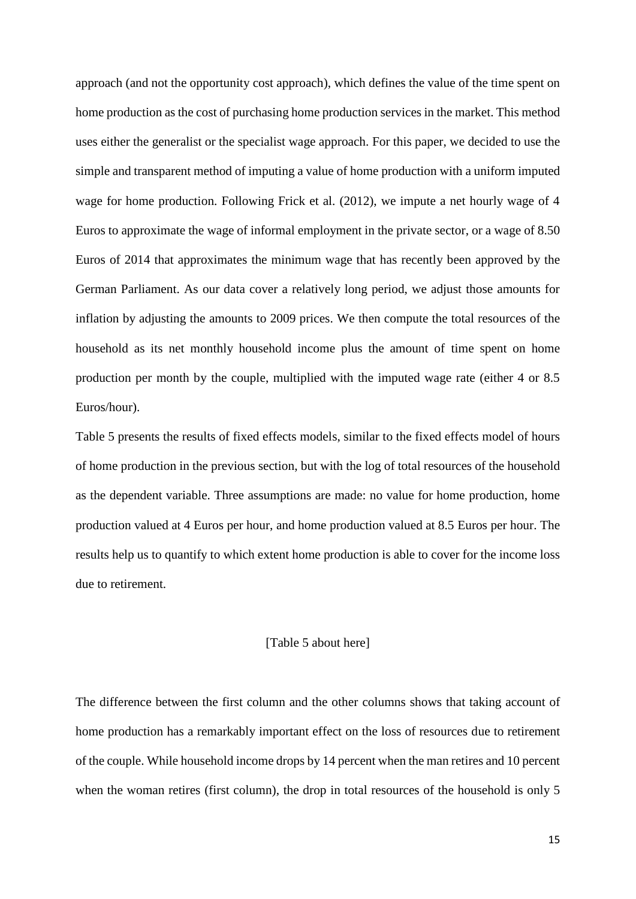approach (and not the opportunity cost approach), which defines the value of the time spent on home production as the cost of purchasing home production services in the market. This method uses either the generalist or the specialist wage approach. For this paper, we decided to use the simple and transparent method of imputing a value of home production with a uniform imputed wage for home production. Following Frick et al. (2012), we impute a net hourly wage of 4 Euros to approximate the wage of informal employment in the private sector, or a wage of 8.50 Euros of 2014 that approximates the minimum wage that has recently been approved by the German Parliament. As our data cover a relatively long period, we adjust those amounts for inflation by adjusting the amounts to 2009 prices. We then compute the total resources of the household as its net monthly household income plus the amount of time spent on home production per month by the couple, multiplied with the imputed wage rate (either 4 or 8.5 Euros/hour).

Table 5 presents the results of fixed effects models, similar to the fixed effects model of hours of home production in the previous section, but with the log of total resources of the household as the dependent variable. Three assumptions are made: no value for home production, home production valued at 4 Euros per hour, and home production valued at 8.5 Euros per hour. The results help us to quantify to which extent home production is able to cover for the income loss due to retirement.

[Table 5 about here]

The difference between the first column and the other columns shows that taking account of home production has a remarkably important effect on the loss of resources due to retirement of the couple. While household income drops by 14 percent when the man retires and 10 percent when the woman retires (first column), the drop in total resources of the household is only 5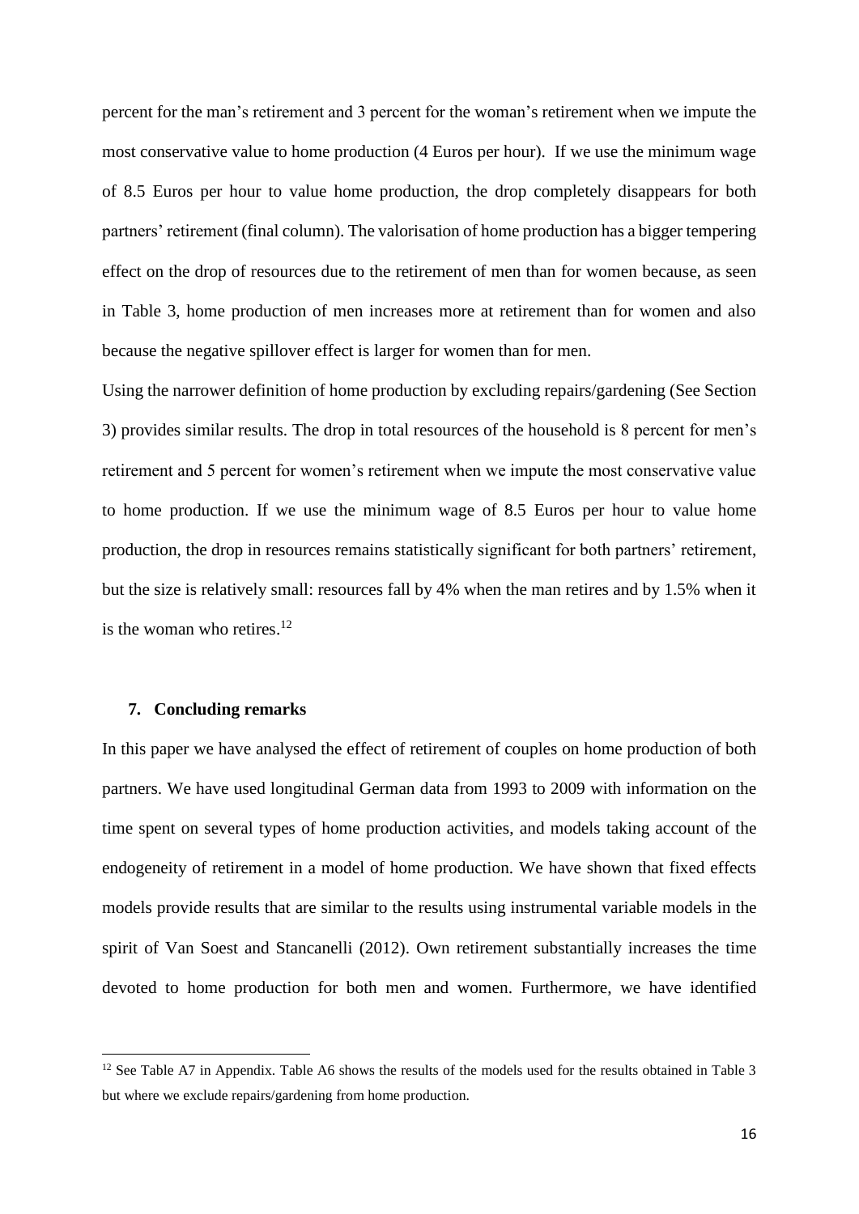percent for the man's retirement and 3 percent for the woman's retirement when we impute the most conservative value to home production (4 Euros per hour). If we use the minimum wage of 8.5 Euros per hour to value home production, the drop completely disappears for both partners' retirement (final column). The valorisation of home production has a bigger tempering effect on the drop of resources due to the retirement of men than for women because, as seen in Table 3, home production of men increases more at retirement than for women and also because the negative spillover effect is larger for women than for men.

Using the narrower definition of home production by excluding repairs/gardening (See Section 3) provides similar results. The drop in total resources of the household is 8 percent for men's retirement and 5 percent for women's retirement when we impute the most conservative value to home production. If we use the minimum wage of 8.5 Euros per hour to value home production, the drop in resources remains statistically significant for both partners' retirement, but the size is relatively small: resources fall by 4% when the man retires and by 1.5% when it is the woman who retires.[12]

## 7. Concluding remarks

In this paper we have analysed the effect of retirement of couples on home production of both partners. We have used longitudinal German data from 1993 to 2009 with information on the time spent on several types of home production activities, and models taking account of the endogeneity of retirement in a model of home production. We have shown that fixed effects models provide results that are similar to the results using instrumental variable models in the spirit of Van Soest and Stancanelli (2012). Own retirement substantially increases the time devoted to home production for both men and women. Furthermore, we have identified

[12] See Table A7 in Appendix. Table A6 shows the results of the models used for the results obtained in Table 3 but where we exclude repairs/gardening from home production.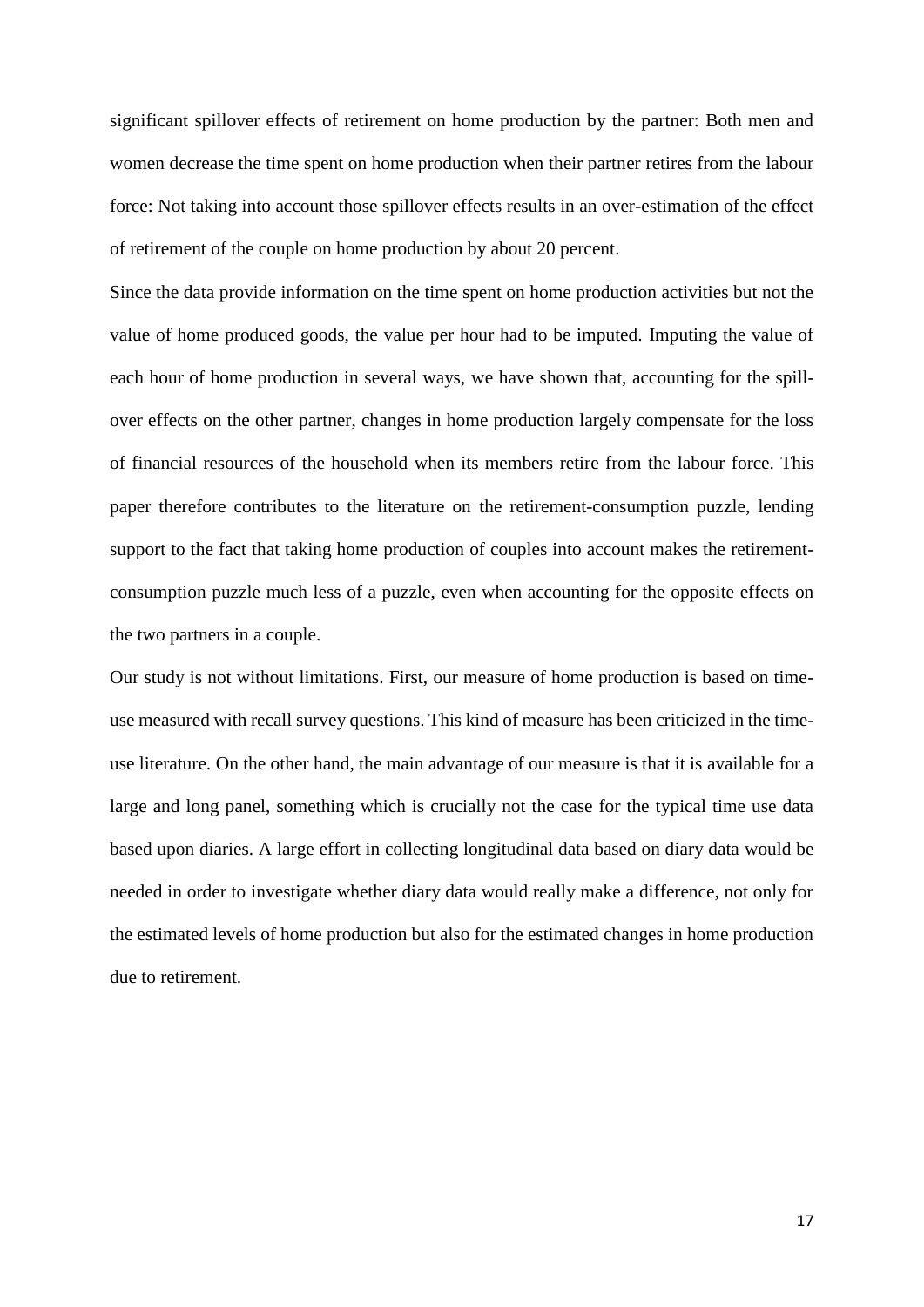significant spillover effects of retirement on home production by the partner: Both men and women decrease the time spent on home production when their partner retires from the labour force: Not taking into account those spillover effects results in an over-estimation of the effect of retirement of the couple on home production by about 20 percent.

Since the data provide information on the time spent on home production activities but not the value of home produced goods, the value per hour had to be imputed. Imputing the value of each hour of home production in several ways, we have shown that, accounting for the spill-over effects on the other partner, changes in home production largely compensate for the loss of financial resources of the household when its members retire from the labour force. This paper therefore contributes to the literature on the retirement-consumption puzzle, lending support to the fact that taking home production of couples into account makes the retirement-consumption puzzle much less of a puzzle, even when accounting for the opposite effects on the two partners in a couple.

Our study is not without limitations. First, our measure of home production is based on time-use measured with recall survey questions. This kind of measure has been criticized in the time-use literature. On the other hand, the main advantage of our measure is that it is available for a large and long panel, something which is crucially not the case for the typical time use data based upon diaries. A large effort in collecting longitudinal data based on diary data would be needed in order to investigate whether diary data would really make a difference, not only for the estimated levels of home production but also for the estimated changes in home production due to retirement.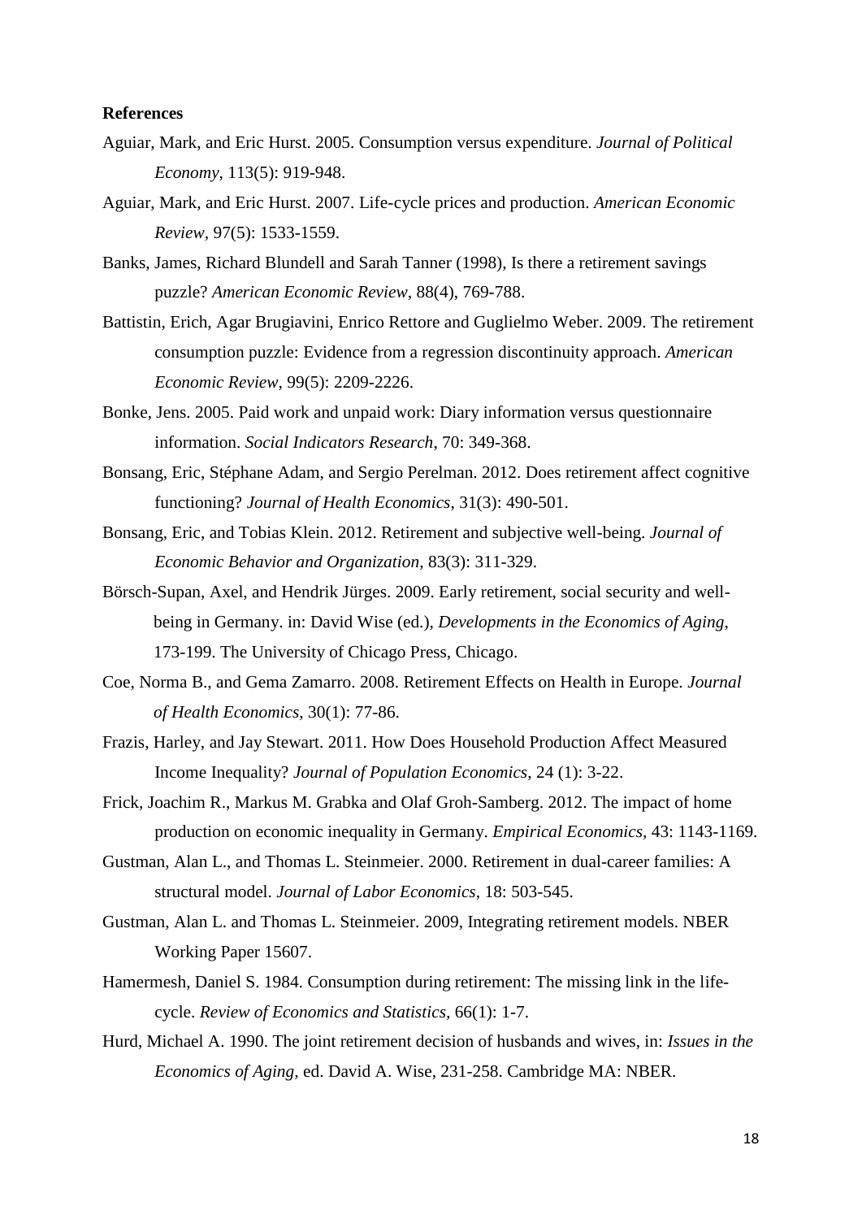**References**

Aguiar, Mark, and Eric Hurst. 2005. Consumption versus expenditure. *Journal of Political Economy*, 113(5): 919-948.

Aguiar, Mark, and Eric Hurst. 2007. Life-cycle prices and production. *American Economic Review*, 97(5): 1533-1559.

Banks, James, Richard Blundell and Sarah Tanner (1998), Is there a retirement savings puzzle? *American Economic Review*, 88(4), 769-788.

Battistin, Erich, Agar Brugiavini, Enrico Rettore and Guglielmo Weber. 2009. The retirement consumption puzzle: Evidence from a regression discontinuity approach. *American Economic Review,* 99(5): 2209-2226.

Bonke, Jens. 2005. Paid work and unpaid work: Diary information versus questionnaire information. *Social Indicators Research*, 70: 349-368.

Bonsang, Eric, Stéphane Adam, and Sergio Perelman. 2012. Does retirement affect cognitive functioning? *Journal of Health Economics*, 31(3): 490-501.

Bonsang, Eric, and Tobias Klein. 2012. Retirement and subjective well-being. *Journal of Economic Behavior and Organization*, 83(3): 311-329.

Börsch-Supan, Axel, and Hendrik Jürges. 2009. Early retirement, social security and well-being in Germany. in: David Wise (ed.), *Developments in the Economics of Aging*, 173-199. The University of Chicago Press, Chicago.

Coe, Norma B., and Gema Zamarro. 2008. Retirement Effects on Health in Europe. *Journal of Health Economics,* 30(1): 77-86.

Frazis, Harley, and Jay Stewart. 2011. How Does Household Production Affect Measured Income Inequality? *Journal of Population Economics*, 24 (1): 3-22.

Frick, Joachim R., Markus M. Grabka and Olaf Groh-Samberg. 2012. The impact of home production on economic inequality in Germany. *Empirical Economics*, 43: 1143-1169.

Gustman, Alan L., and Thomas L. Steinmeier. 2000. Retirement in dual-career families: A structural model. *Journal of Labor Economics*, 18: 503-545.

Gustman, Alan L. and Thomas L. Steinmeier. 2009, Integrating retirement models. NBER Working Paper 15607.

Hamermesh, Daniel S. 1984. Consumption during retirement: The missing link in the life-cycle. *Review of Economics and Statistics,* 66(1): 1-7.

Hurd, Michael A. 1990. The joint retirement decision of husbands and wives, in: *Issues in the Economics of Aging*, ed. David A. Wise, 231-258. Cambridge MA: NBER.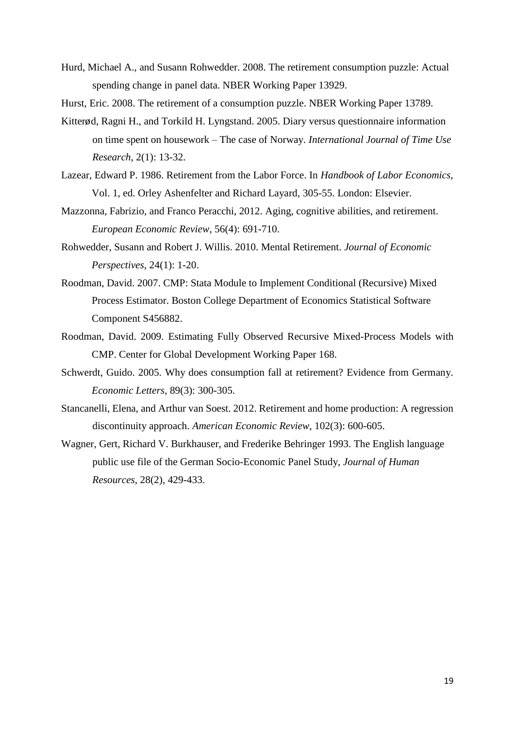Hurd, Michael A., and Susann Rohwedder. 2008. The retirement consumption puzzle: Actual spending change in panel data. NBER Working Paper 13929.

Hurst, Eric. 2008. The retirement of a consumption puzzle. NBER Working Paper 13789.

Kitterød, Ragni H., and Torkild H. Lyngstand. 2005. Diary versus questionnaire information on time spent on housework – The case of Norway. *International Journal of Time Use Research*, 2(1): 13-32.

Lazear, Edward P. 1986. Retirement from the Labor Force. In *Handbook of Labor Economics*, Vol. 1, ed. Orley Ashenfelter and Richard Layard, 305-55. London: Elsevier.

Mazzonna, Fabrizio, and Franco Peracchi, 2012. Aging, cognitive abilities, and retirement. *European Economic Review*, 56(4): 691-710.

Rohwedder, Susann and Robert J. Willis. 2010. Mental Retirement. *Journal of Economic Perspectives*, 24(1): 1-20.

Roodman, David. 2007. CMP: Stata Module to Implement Conditional (Recursive) Mixed Process Estimator. Boston College Department of Economics Statistical Software Component S456882.

Roodman, David. 2009. Estimating Fully Observed Recursive Mixed-Process Models with CMP. Center for Global Development Working Paper 168.

Schwerdt, Guido. 2005. Why does consumption fall at retirement? Evidence from Germany. *Economic Letters*, 89(3): 300-305.

Stancanelli, Elena, and Arthur van Soest. 2012. Retirement and home production: A regression discontinuity approach. *American Economic Review*, 102(3): 600-605.

Wagner, Gert, Richard V. Burkhauser, and Frederike Behringer 1993. The English language public use file of the German Socio-Economic Panel Study, *Journal of Human Resources*, 28(2), 429-433.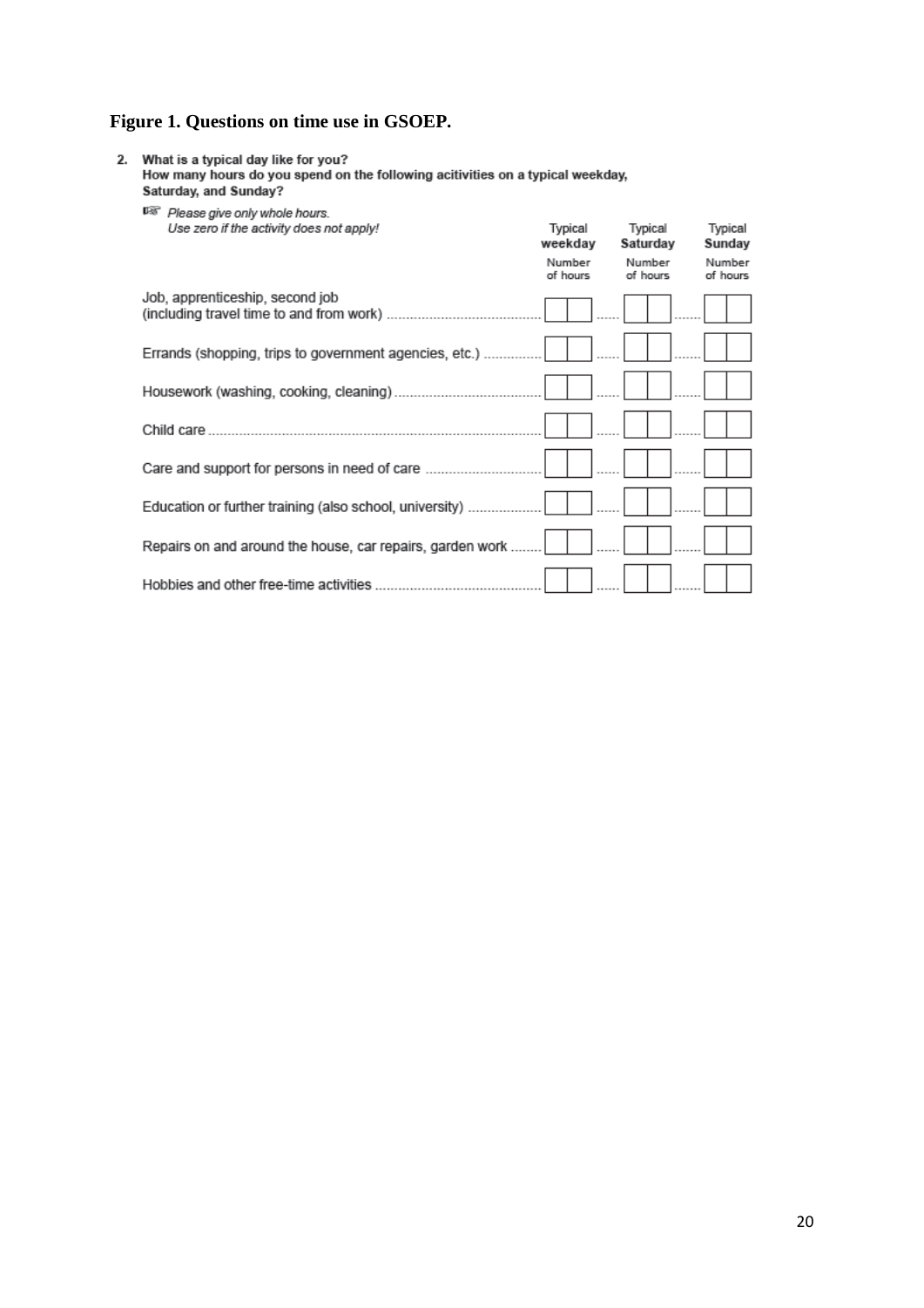**Figure 1. Questions on time use in GSOEP.**

**2. What is a typical day like for you?**
**How many hours do you spend on the following acitivities on a typical weekday, Saturday, and Sunday?**

*Please give only whole hours.*
*Use zero if the activity does not apply!*

| | Typical weekday<br>Number of hours | Typical Saturday<br>Number of hours | Typical Sunday<br>Number of hours |
|---|---|---|---|
| Job, apprenticeship, second job (including travel time to and from work) | | | |
| Errands (shopping, trips to government agencies, etc.) | | | |
| Housework (washing, cooking, cleaning) | | | |
| Child care | | | |
| Care and support for persons in need of care | | | |
| Education or further training (also school, university) | | | |
| Repairs on and around the house, car repairs, garden work | | | |
| Hobbies and other free-time activities | | | |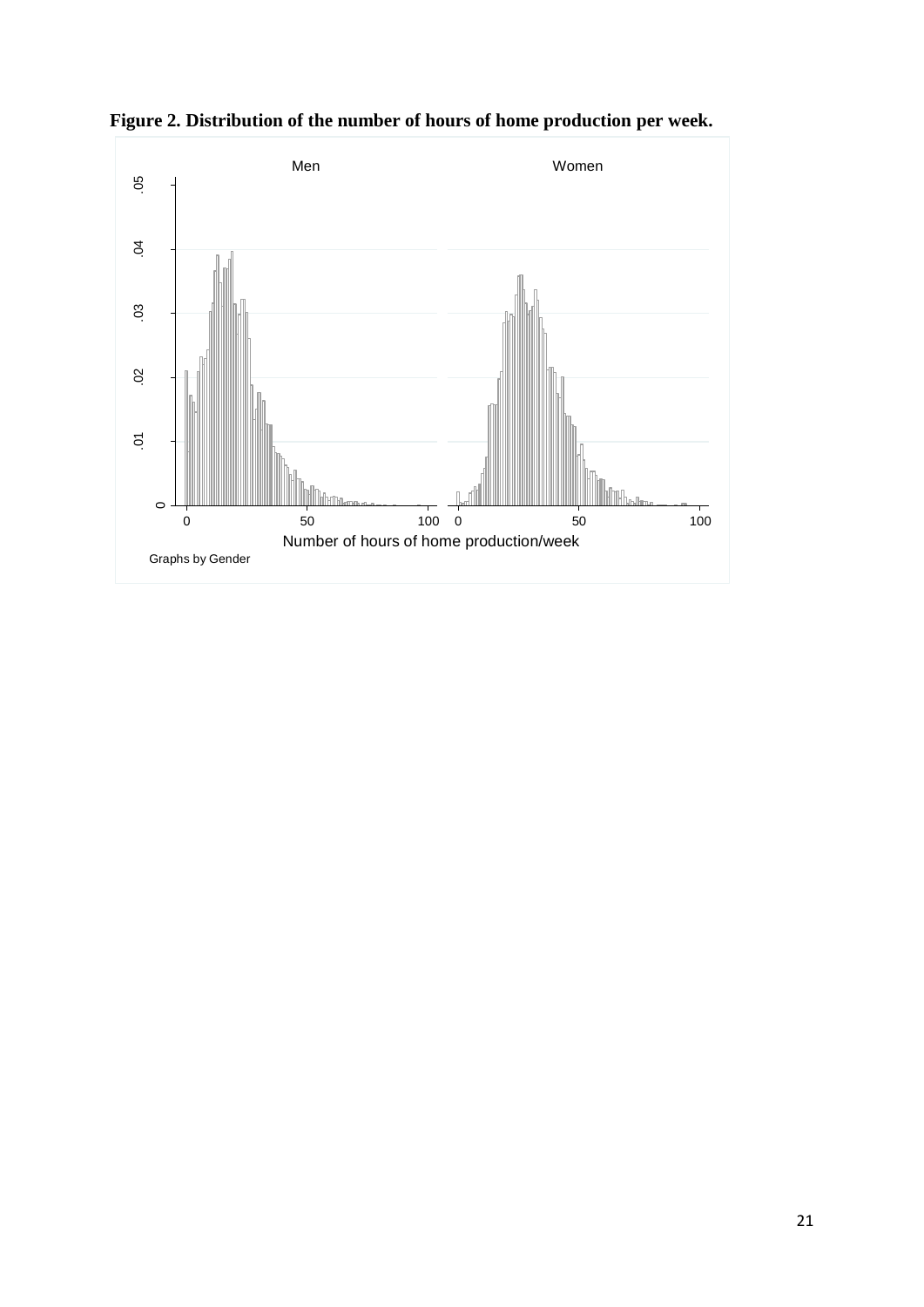**Figure 2. Distribution of the number of hours of home production per week.**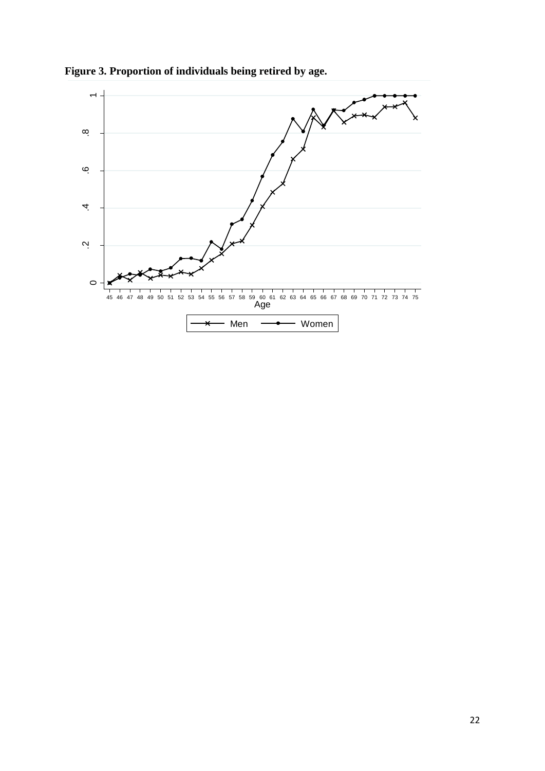**Figure 3. Proportion of individuals being retired by age.**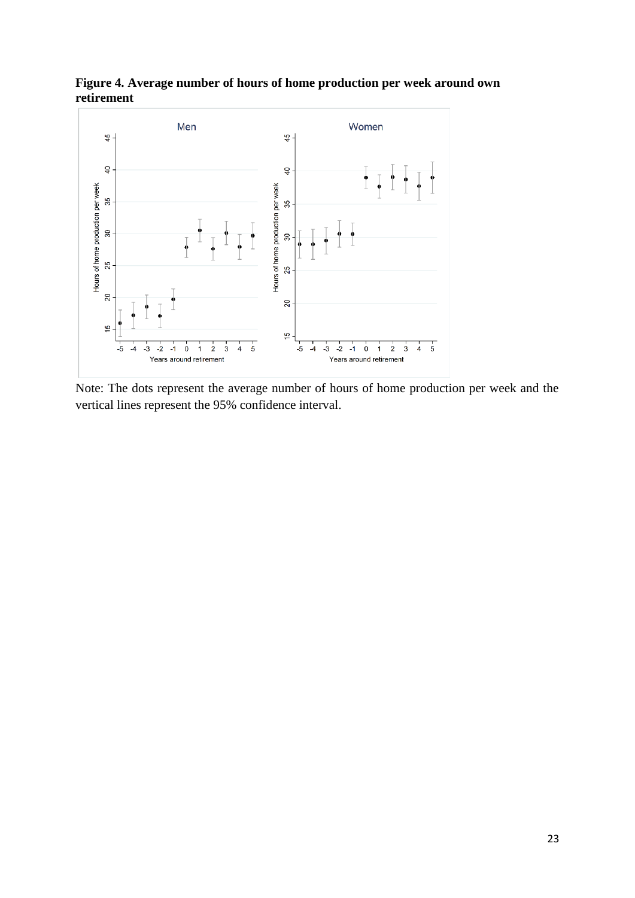**Figure 4. Average number of hours of home production per week around own retirement**

Note: The dots represent the average number of hours of home production per week and the vertical lines represent the 95% confidence interval.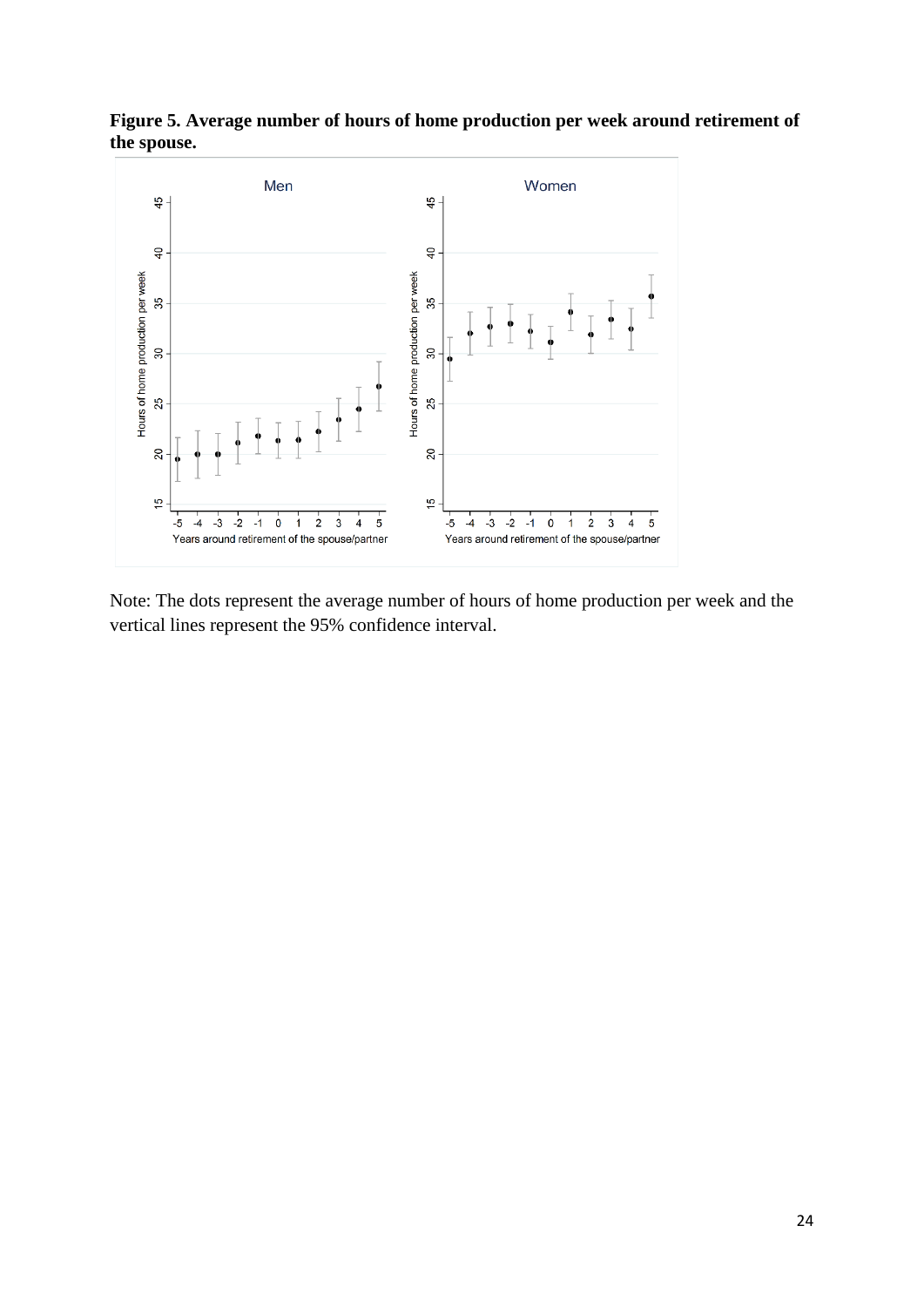**Figure 5. Average number of hours of home production per week around retirement of the spouse.**

Note: The dots represent the average number of hours of home production per week and the vertical lines represent the 95% confidence interval.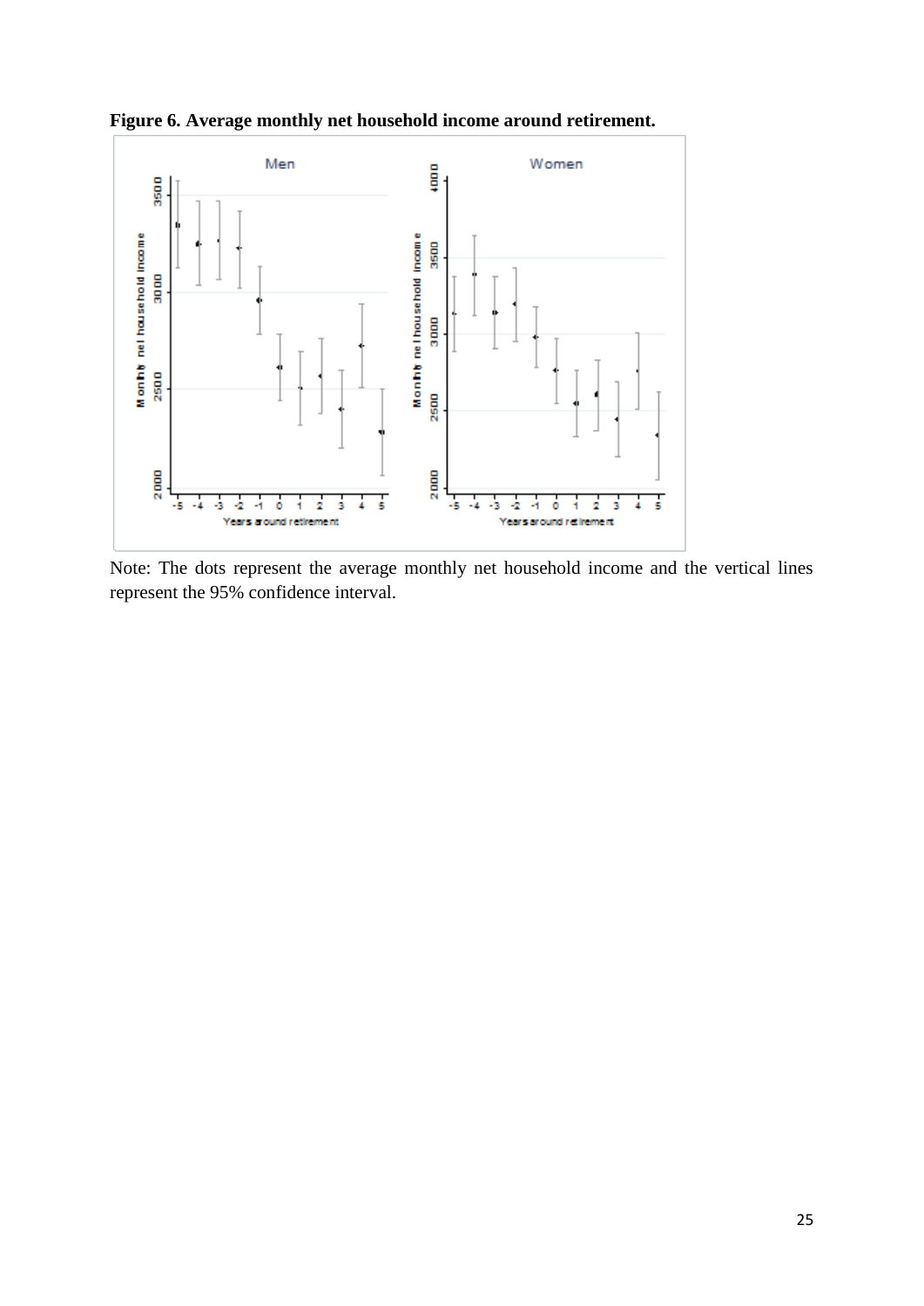**Figure 6. Average monthly net household income around retirement.**

Note: The dots represent the average monthly net household income and the vertical lines represent the 95% confidence interval.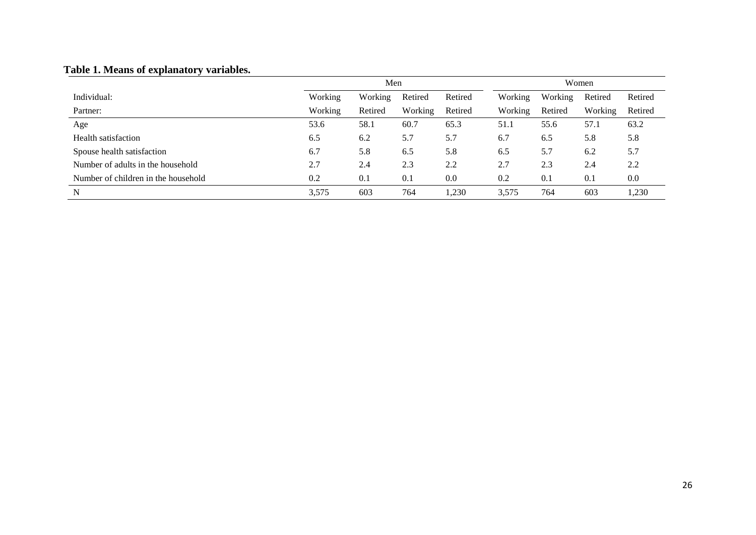**Table 1. Means of explanatory variables.**

| | Men | | | | Women | | | |
|---|---|---|---|---|---|---|---|---|
| Individual: | Working | Working | Retired | Retired | Working | Working | Retired | Retired |
| Partner: | Working | Retired | Working | Retired | Working | Retired | Working | Retired |
| Age | 53.6 | 58.1 | 60.7 | 65.3 | 51.1 | 55.6 | 57.1 | 63.2 |
| Health satisfaction | 6.5 | 6.2 | 5.7 | 5.7 | 6.7 | 6.5 | 5.8 | 5.8 |
| Spouse health satisfaction | 6.7 | 5.8 | 6.5 | 5.8 | 6.5 | 5.7 | 6.2 | 5.7 |
| Number of adults in the household | 2.7 | 2.4 | 2.3 | 2.2 | 2.7 | 2.3 | 2.4 | 2.2 |
| Number of children in the household | 0.2 | 0.1 | 0.1 | 0.0 | 0.2 | 0.1 | 0.1 | 0.0 |
| N | 3,575 | 603 | 764 | 1,230 | 3,575 | 764 | 603 | 1,230 |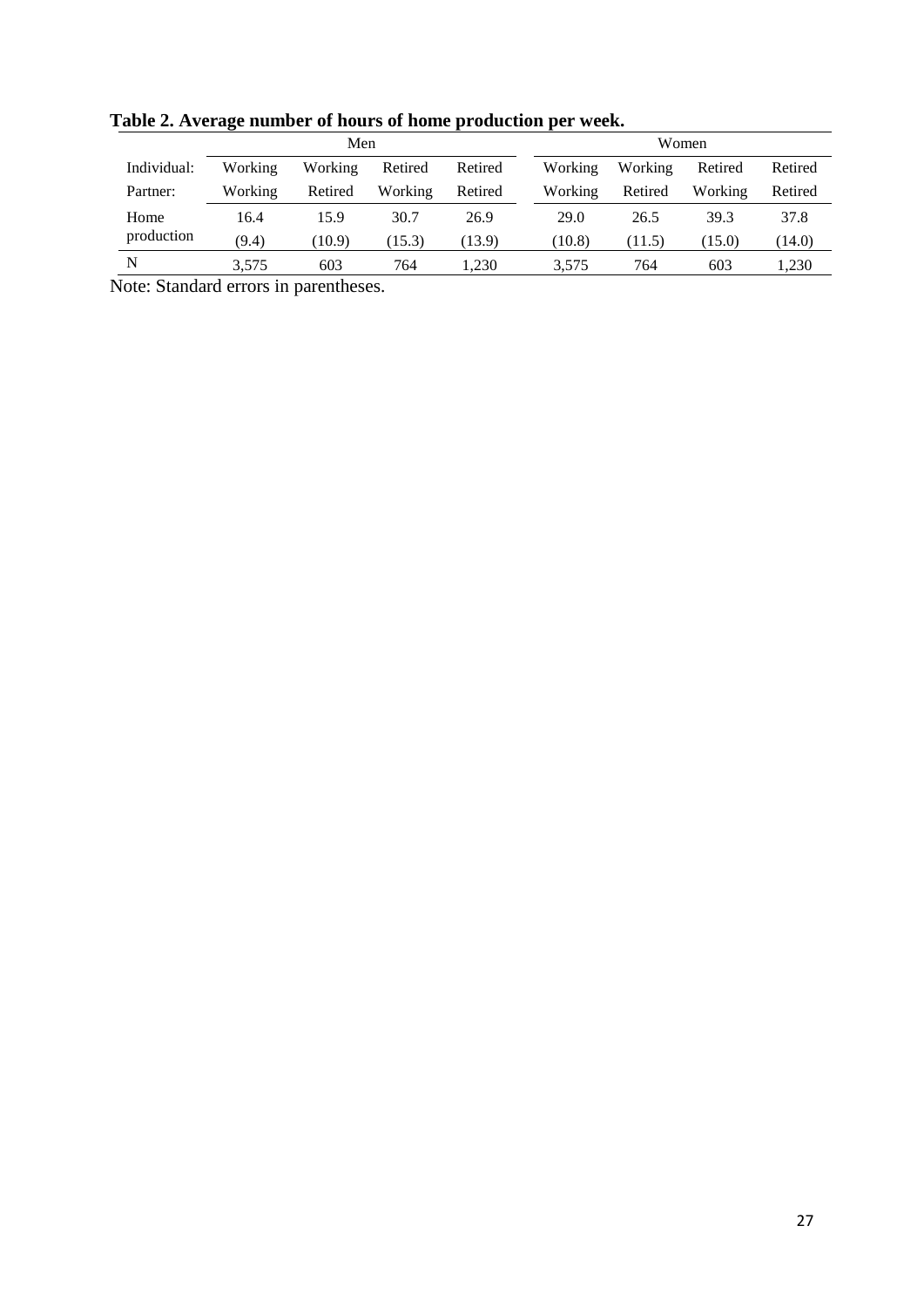**Table 2. Average number of hours of home production per week.**

| | Men | | | | Women | | | |
|---|---|---|---|---|---|---|---|---|
| Individual: | Working | Working | Retired | Retired | Working | Working | Retired | Retired |
| Partner: | Working | Retired | Working | Retired | Working | Retired | Working | Retired |
| Home production | 16.4 | 15.9 | 30.7 | 26.9 | 29.0 | 26.5 | 39.3 | 37.8 |
| | (9.4) | (10.9) | (15.3) | (13.9) | (10.8) | (11.5) | (15.0) | (14.0) |
| N | 3,575 | 603 | 764 | 1,230 | 3,575 | 764 | 603 | 1,230 |

Note: Standard errors in parentheses.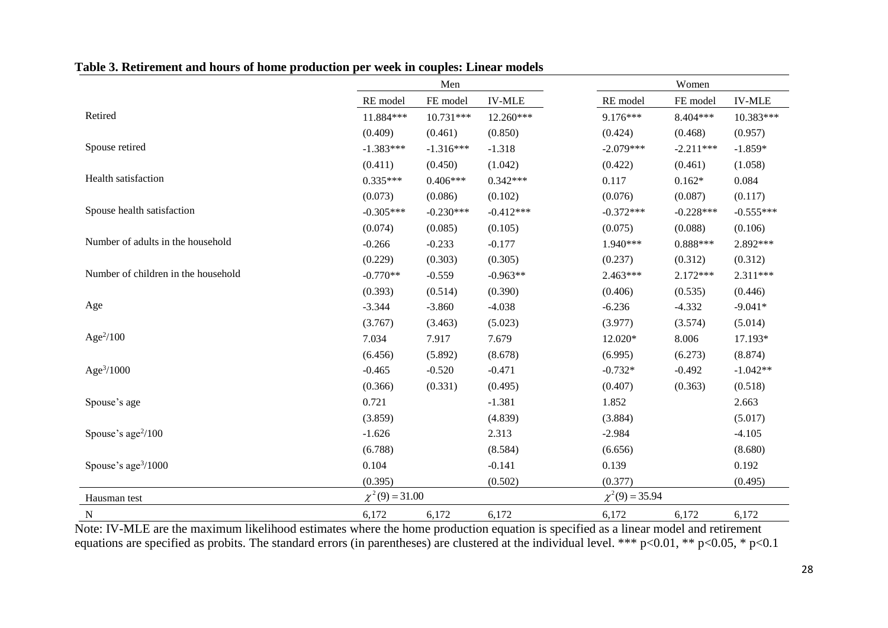**Table 3. Retirement and hours of home production per week in couples: Linear models**

| | Men | | | Women | | |
|---|---|---|---|---|---|---|
| | RE model | FE model | IV-MLE | RE model | FE model | IV-MLE |
| Retired | 11.884*** | 10.731*** | 12.260*** | 9.176*** | 8.404*** | 10.383*** |
| | (0.409) | (0.461) | (0.850) | (0.424) | (0.468) | (0.957) |
| Spouse retired | -1.383*** | -1.316*** | -1.318 | -2.079*** | -2.211*** | -1.859* |
| | (0.411) | (0.450) | (1.042) | (0.422) | (0.461) | (1.058) |
| Health satisfaction | 0.335*** | 0.406*** | 0.342*** | 0.117 | 0.162* | 0.084 |
| | (0.073) | (0.086) | (0.102) | (0.076) | (0.087) | (0.117) |
| Spouse health satisfaction | -0.305*** | -0.230*** | -0.412*** | -0.372*** | -0.228*** | -0.555*** |
| | (0.074) | (0.085) | (0.105) | (0.075) | (0.088) | (0.106) |
| Number of adults in the household | -0.266 | -0.233 | -0.177 | 1.940*** | 0.888*** | 2.892*** |
| | (0.229) | (0.303) | (0.305) | (0.237) | (0.312) | (0.312) |
| Number of children in the household | -0.770** | -0.559 | -0.963** | 2.463*** | 2.172*** | 2.311*** |
| | (0.393) | (0.514) | (0.390) | (0.406) | (0.535) | (0.446) |
| Age | -3.344 | -3.860 | -4.038 | -6.236 | -4.332 | -9.041* |
| | (3.767) | (3.463) | (5.023) | (3.977) | (3.574) | (5.014) |
| $Age^2/100$ | 7.034 | 7.917 | 7.679 | 12.020* | 8.006 | 17.193* |
| | (6.456) | (5.892) | (8.678) | (6.995) | (6.273) | (8.874) |
| $Age^3/1000$ | -0.465 | -0.520 | -0.471 | -0.732* | -0.492 | -1.042** |
| | (0.366) | (0.331) | (0.495) | (0.407) | (0.363) | (0.518) |
| Spouse's age | 0.721 | | -1.381 | 1.852 | | 2.663 |
| | (3.859) | | (4.839) | (3.884) | | (5.017) |
| Spouse's $age^2/100$ | -1.626 | | 2.313 | -2.984 | | -4.105 |
| | (6.788) | | (8.584) | (6.656) | | (8.680) |
| Spouse's $age^3/1000$ | 0.104 | | -0.141 | 0.139 | | 0.192 |
| | (0.395) | | (0.502) | (0.377) | | (0.495) |
| Hausman test | $\chi^2(9) = 31.00$ | | | $\chi^2(9) = 35.94$ | | |
| N | 6,172 | 6,172 | 6,172 | 6,172 | 6,172 | 6,172 |

Note: IV-MLE are the maximum likelihood estimates where the home production equation is specified as a linear model and retirement equations are specified as probits. The standard errors (in parentheses) are clustered at the individual level. *** p<0.01, ** p<0.05, * p<0.1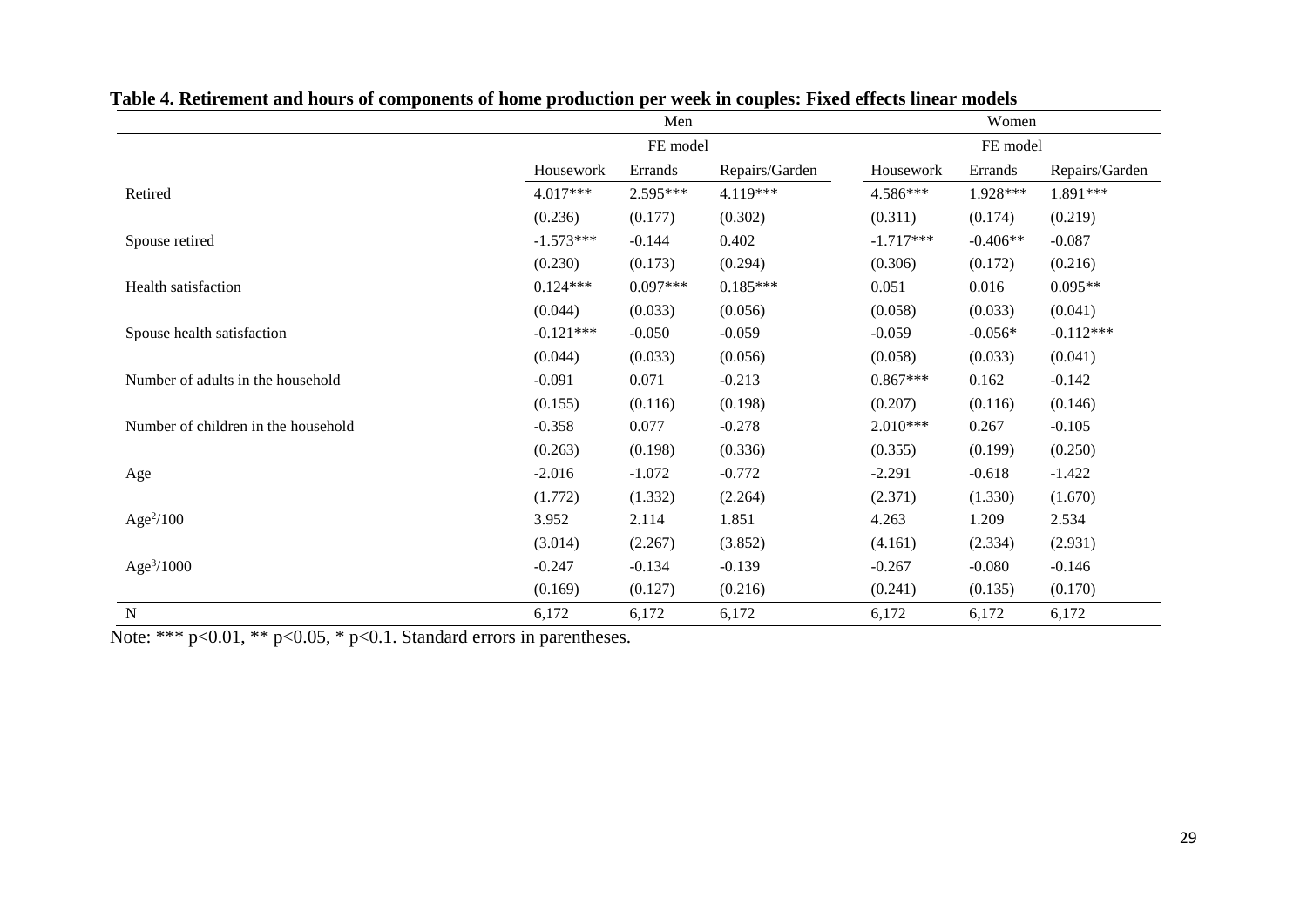**Table 4. Retirement and hours of components of home production per week in couples: Fixed effects linear models**

| | Men | | | Women | | |
|---|---|---|---|---|---|---|
| | FE model | | | FE model | | |
| | Housework | Errands | Repairs/Garden | Housework | Errands | Repairs/Garden |
| Retired | 4.017*** | 2.595*** | 4.119*** | 4.586*** | 1.928*** | 1.891*** |
| | (0.236) | (0.177) | (0.302) | (0.311) | (0.174) | (0.219) |
| Spouse retired | -1.573*** | -0.144 | 0.402 | -1.717*** | -0.406** | -0.087 |
| | (0.230) | (0.173) | (0.294) | (0.306) | (0.172) | (0.216) |
| Health satisfaction | 0.124*** | 0.097*** | 0.185*** | 0.051 | 0.016 | 0.095** |
| | (0.044) | (0.033) | (0.056) | (0.058) | (0.033) | (0.041) |
| Spouse health satisfaction | -0.121*** | -0.050 | -0.059 | -0.059 | -0.056* | -0.112*** |
| | (0.044) | (0.033) | (0.056) | (0.058) | (0.033) | (0.041) |
| Number of adults in the household | -0.091 | 0.071 | -0.213 | 0.867*** | 0.162 | -0.142 |
| | (0.155) | (0.116) | (0.198) | (0.207) | (0.116) | (0.146) |
| Number of children in the household | -0.358 | 0.077 | -0.278 | 2.010*** | 0.267 | -0.105 |
| | (0.263) | (0.198) | (0.336) | (0.355) | (0.199) | (0.250) |
| Age | -2.016 | -1.072 | -0.772 | -2.291 | -0.618 | -1.422 |
| | (1.772) | (1.332) | (2.264) | (2.371) | (1.330) | (1.670) |
| $Age^2/100$ | 3.952 | 2.114 | 1.851 | 4.263 | 1.209 | 2.534 |
| | (3.014) | (2.267) | (3.852) | (4.161) | (2.334) | (2.931) |
| $Age^3/1000$ | -0.247 | -0.134 | -0.139 | -0.267 | -0.080 | -0.146 |
| | (0.169) | (0.127) | (0.216) | (0.241) | (0.135) | (0.170) |
| N | 6,172 | 6,172 | 6,172 | 6,172 | 6,172 | 6,172 |

Note: *** p<0.01, ** p<0.05, * p<0.1. Standard errors in parentheses.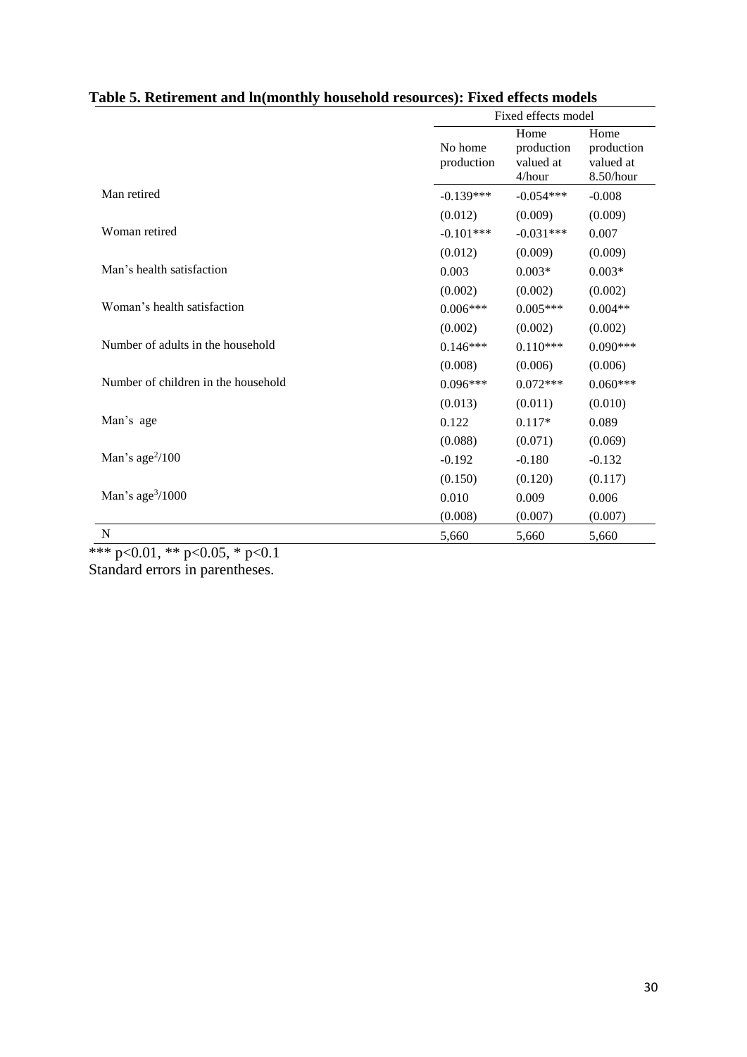**Table 5. Retirement and ln(monthly household resources): Fixed effects models**

| | Fixed effects model | | |
|---|---|---|---|
| | No home production | Home production valued at 4/hour | Home production valued at 8.50/hour |
| Man retired | -0.139*** | -0.054*** | -0.008 |
| | (0.012) | (0.009) | (0.009) |
| Woman retired | -0.101*** | -0.031*** | 0.007 |
| | (0.012) | (0.009) | (0.009) |
| Man's health satisfaction | 0.003 | 0.003* | 0.003* |
| | (0.002) | (0.002) | (0.002) |
| Woman's health satisfaction | 0.006*** | 0.005*** | 0.004** |
| | (0.002) | (0.002) | (0.002) |
| Number of adults in the household | 0.146*** | 0.110*** | 0.090*** |
| | (0.008) | (0.006) | (0.006) |
| Number of children in the household | 0.096*** | 0.072*** | 0.060*** |
| | (0.013) | (0.011) | (0.010) |
| Man's age | 0.122 | 0.117* | 0.089 |
| | (0.088) | (0.071) | (0.069) |
| Man's age$^2$/100 | -0.192 | -0.180 | -0.132 |
| | (0.150) | (0.120) | (0.117) |
| Man's age$^3$/1000 | 0.010 | 0.009 | 0.006 |
| | (0.008) | (0.007) | (0.007) |
| N | 5,660 | 5,660 | 5,660 |

*** p<0.01, ** p<0.05, * p<0.1
Standard errors in parentheses.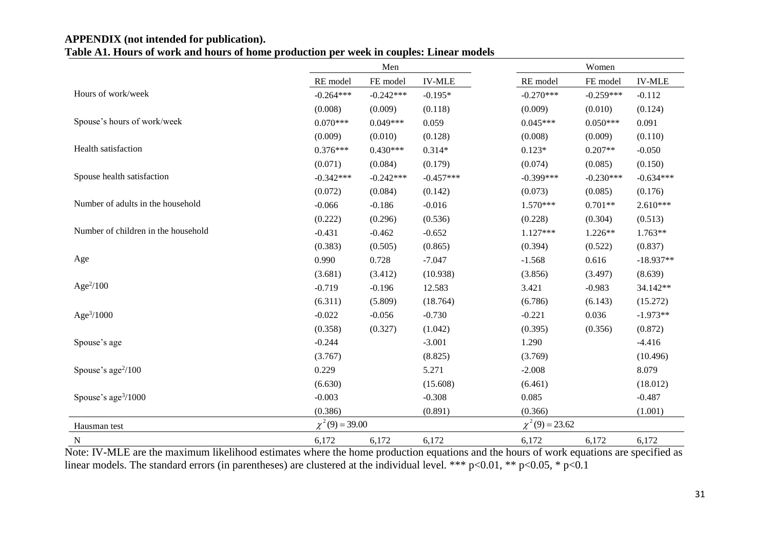**APPENDIX (not intended for publication).**

**Table A1. Hours of work and hours of home production per week in couples: Linear models**

| | Men | | | Women | | |
|---|---|---|---|---|---|---|
| | RE model | FE model | IV-MLE | RE model | FE model | IV-MLE |
| Hours of work/week | -0.264*** | -0.242*** | -0.195* | -0.270*** | -0.259*** | -0.112 |
| | (0.008) | (0.009) | (0.118) | (0.009) | (0.010) | (0.124) |
| Spouse's hours of work/week | 0.070*** | 0.049*** | 0.059 | 0.045*** | 0.050*** | 0.091 |
| | (0.009) | (0.010) | (0.128) | (0.008) | (0.009) | (0.110) |
| Health satisfaction | 0.376*** | 0.430*** | 0.314* | 0.123* | 0.207** | -0.050 |
| | (0.071) | (0.084) | (0.179) | (0.074) | (0.085) | (0.150) |
| Spouse health satisfaction | -0.342*** | -0.242*** | -0.457*** | -0.399*** | -0.230*** | -0.634*** |
| | (0.072) | (0.084) | (0.142) | (0.073) | (0.085) | (0.176) |
| Number of adults in the household | -0.066 | -0.186 | -0.016 | 1.570*** | 0.701** | 2.610*** |
| | (0.222) | (0.296) | (0.536) | (0.228) | (0.304) | (0.513) |
| Number of children in the household | -0.431 | -0.462 | -0.652 | 1.127*** | 1.226** | 1.763** |
| | (0.383) | (0.505) | (0.865) | (0.394) | (0.522) | (0.837) |
| Age | 0.990 | 0.728 | -7.047 | -1.568 | 0.616 | -18.937** |
| | (3.681) | (3.412) | (10.938) | (3.856) | (3.497) | (8.639) |
| $Age^2/100$ | -0.719 | -0.196 | 12.583 | 3.421 | -0.983 | 34.142** |
| | (6.311) | (5.809) | (18.764) | (6.786) | (6.143) | (15.272) |
| $Age^3/1000$ | -0.022 | -0.056 | -0.730 | -0.221 | 0.036 | -1.973** |
| | (0.358) | (0.327) | (1.042) | (0.395) | (0.356) | (0.872) |
| Spouse's age | -0.244 | | -3.001 | 1.290 | | -4.416 |
| | (3.767) | | (8.825) | (3.769) | | (10.496) |
| Spouse's $age^2/100$ | 0.229 | | 5.271 | -2.008 | | 8.079 |
| | (6.630) | | (15.608) | (6.461) | | (18.012) |
| Spouse's $age^3/1000$ | -0.003 | | -0.308 | 0.085 | | -0.487 |
| | (0.386) | | (0.891) | (0.366) | | (1.001) |
| Hausman test | $\chi^2(9) = 39.00$ | | | $\chi^2(9) = 23.62$ | | |
| N | 6,172 | 6,172 | 6,172 | 6,172 | 6,172 | 6,172 |

Note: IV-MLE are the maximum likelihood estimates where the home production equations and the hours of work equations are specified as linear models. The standard errors (in parentheses) are clustered at the individual level. *** p<0.01, ** p<0.05, * p<0.1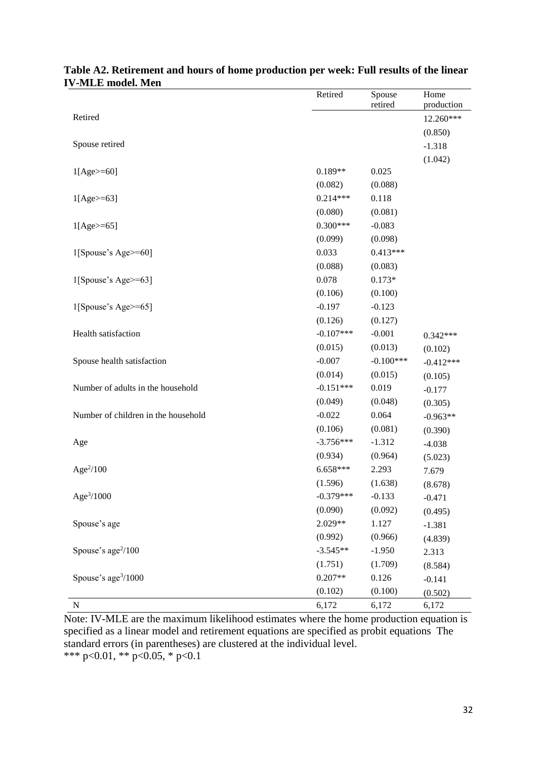**Table A2. Retirement and hours of home production per week: Full results of the linear IV-MLE model. Men**

| | Retired | Spouse retired | Home production |
|---|---|---|---|
| Retired | | | 12.260*** |
| | | | (0.850) |
| Spouse retired | | | -1.318 |
| | | | (1.042) |
| 1[Age>=60] | 0.189** | 0.025 | |
| | (0.082) | (0.088) | |
| 1[Age>=63] | 0.214*** | 0.118 | |
| | (0.080) | (0.081) | |
| 1[Age>=65] | 0.300*** | -0.083 | |
| | (0.099) | (0.098) | |
| 1[Spouse's Age>=60] | 0.033 | 0.413*** | |
| | (0.088) | (0.083) | |
| 1[Spouse's Age>=63] | 0.078 | 0.173* | |
| | (0.106) | (0.100) | |
| 1[Spouse's Age>=65] | -0.197 | -0.123 | |
| | (0.126) | (0.127) | |
| Health satisfaction | -0.107*** | -0.001 | 0.342*** |
| | (0.015) | (0.013) | (0.102) |
| Spouse health satisfaction | -0.007 | -0.100*** | -0.412*** |
| | (0.014) | (0.015) | (0.105) |
| Number of adults in the household | -0.151*** | 0.019 | -0.177 |
| | (0.049) | (0.048) | (0.305) |
| Number of children in the household | -0.022 | 0.064 | -0.963** |
| | (0.106) | (0.081) | (0.390) |
| Age | -3.756*** | -1.312 | -4.038 |
| | (0.934) | (0.964) | (5.023) |
| $Age^2/100$ | 6.658*** | 2.293 | 7.679 |
| | (1.596) | (1.638) | (8.678) |
| $Age^3/1000$ | -0.379*** | -0.133 | -0.471 |
| | (0.090) | (0.092) | (0.495) |
| Spouse's age | 2.029** | 1.127 | -1.381 |
| | (0.992) | (0.966) | (4.839) |
| Spouse's $age^2/100$ | -3.545** | -1.950 | 2.313 |
| | (1.751) | (1.709) | (8.584) |
| Spouse's $age^3/1000$ | 0.207** | 0.126 | -0.141 |
| | (0.102) | (0.100) | (0.502) |
| N | 6,172 | 6,172 | 6,172 |

Note: IV-MLE are the maximum likelihood estimates where the home production equation is specified as a linear model and retirement equations are specified as probit equations The standard errors (in parentheses) are clustered at the individual level.
*** $p<0.01$, ** $p<0.05$, * $p<0.1$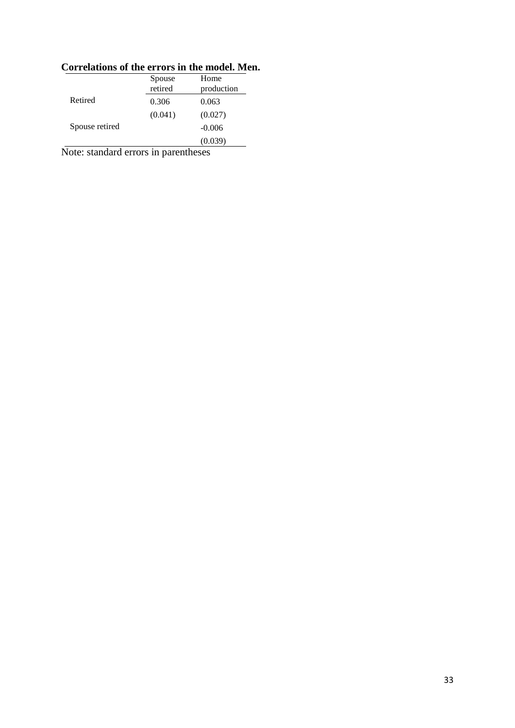**Correlations of the errors in the model. Men.**

| | Spouse retired | Home production |
|---|---|---|
| Retired | 0.306 | 0.063 |
| | (0.041) | (0.027) |
| Spouse retired | | -0.006 |
| | | (0.039) |

Note: standard errors in parentheses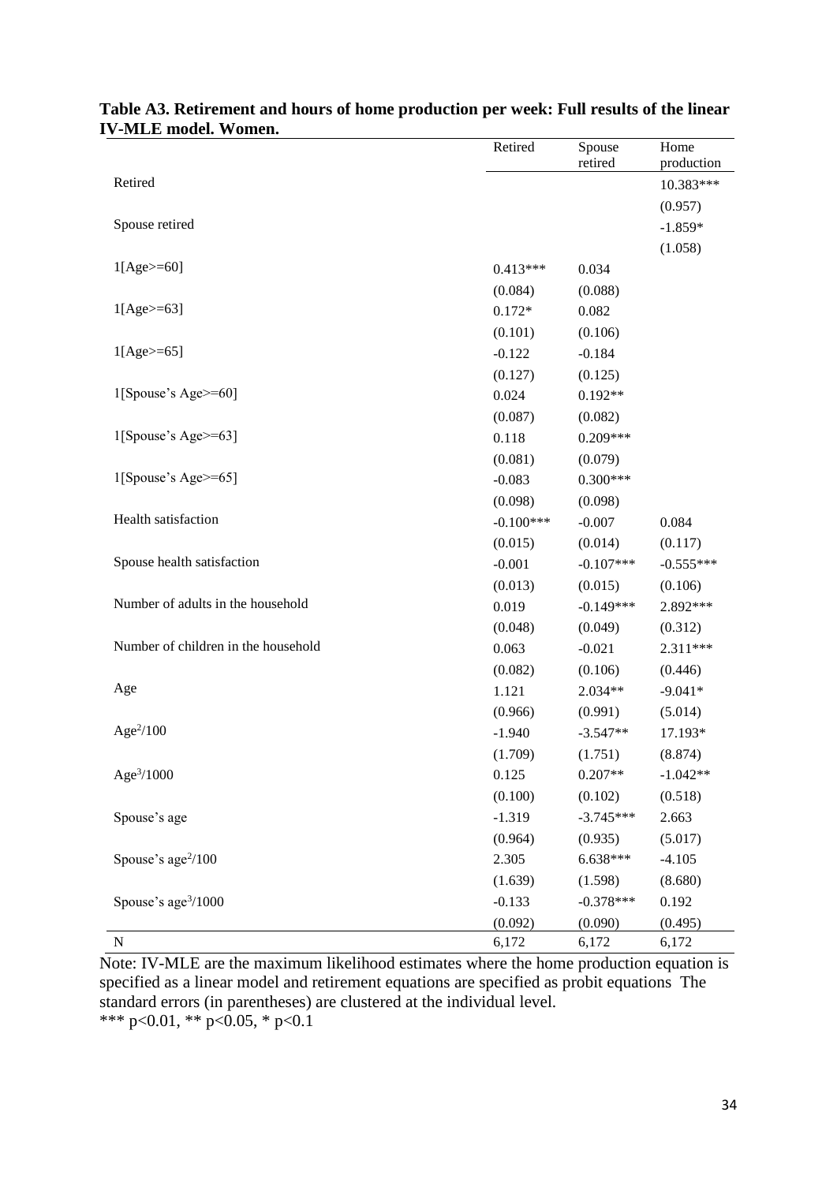**Table A3. Retirement and hours of home production per week: Full results of the linear IV-MLE model. Women.**

| | Retired | Spouse retired | Home production |
|---|---|---|---|
| Retired | | | 10.383*** |
| | | | (0.957) |
| Spouse retired | | | -1.859* |
| | | | (1.058) |
| 1[Age>=60] | 0.413*** | 0.034 | |
| | (0.084) | (0.088) | |
| 1[Age>=63] | 0.172* | 0.082 | |
| | (0.101) | (0.106) | |
| 1[Age>=65] | -0.122 | -0.184 | |
| | (0.127) | (0.125) | |
| 1[Spouse's Age>=60] | 0.024 | 0.192** | |
| | (0.087) | (0.082) | |
| 1[Spouse's Age>=63] | 0.118 | 0.209*** | |
| | (0.081) | (0.079) | |
| 1[Spouse's Age>=65] | -0.083 | 0.300*** | |
| | (0.098) | (0.098) | |
| Health satisfaction | -0.100*** | -0.007 | 0.084 |
| | (0.015) | (0.014) | (0.117) |
| Spouse health satisfaction | -0.001 | -0.107*** | -0.555*** |
| | (0.013) | (0.015) | (0.106) |
| Number of adults in the household | 0.019 | -0.149*** | 2.892*** |
| | (0.048) | (0.049) | (0.312) |
| Number of children in the household | 0.063 | -0.021 | 2.311*** |
| | (0.082) | (0.106) | (0.446) |
| Age | 1.121 | 2.034** | -9.041* |
| | (0.966) | (0.991) | (5.014) |
| $Age^2/100$ | -1.940 | -3.547** | 17.193* |
| | (1.709) | (1.751) | (8.874) |
| $Age^3/1000$ | 0.125 | 0.207** | -1.042** |
| | (0.100) | (0.102) | (0.518) |
| Spouse's age | -1.319 | -3.745*** | 2.663 |
| | (0.964) | (0.935) | (5.017) |
| Spouse's $age^2/100$ | 2.305 | 6.638*** | -4.105 |
| | (1.639) | (1.598) | (8.680) |
| Spouse's $age^3/1000$ | -0.133 | -0.378*** | 0.192 |
| | (0.092) | (0.090) | (0.495) |
| N | 6,172 | 6,172 | 6,172 |

Note: IV-MLE are the maximum likelihood estimates where the home production equation is specified as a linear model and retirement equations are specified as probit equations The standard errors (in parentheses) are clustered at the individual level.
*** p<0.01, ** p<0.05, * p<0.1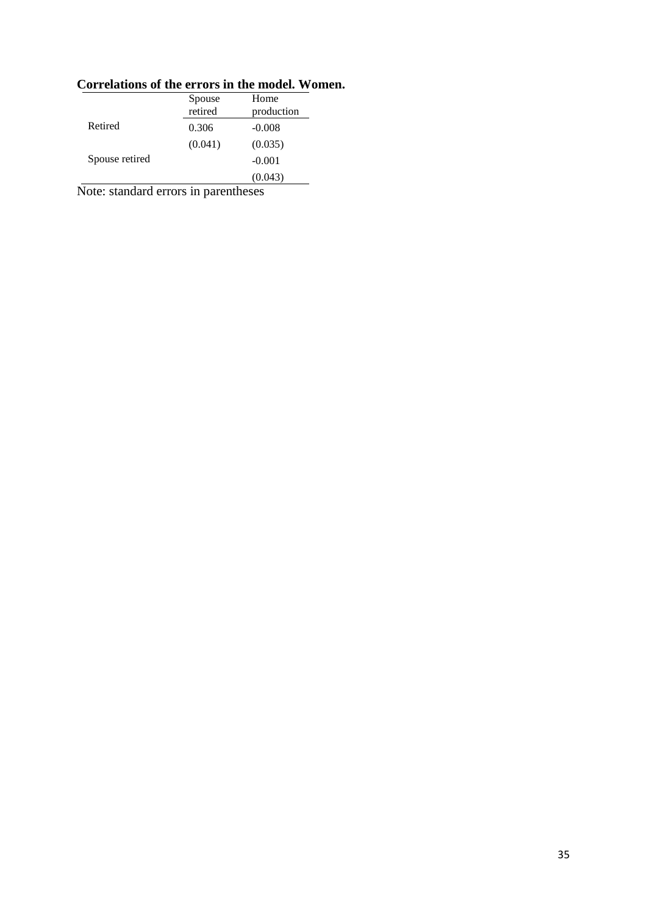**Correlations of the errors in the model. Women.**

| | Spouse retired | Home production |
|---|---|---|
| Retired | 0.306 | -0.008 |
| | (0.041) | (0.035) |
| Spouse retired | | -0.001 |
| | | (0.043) |

Note: standard errors in parentheses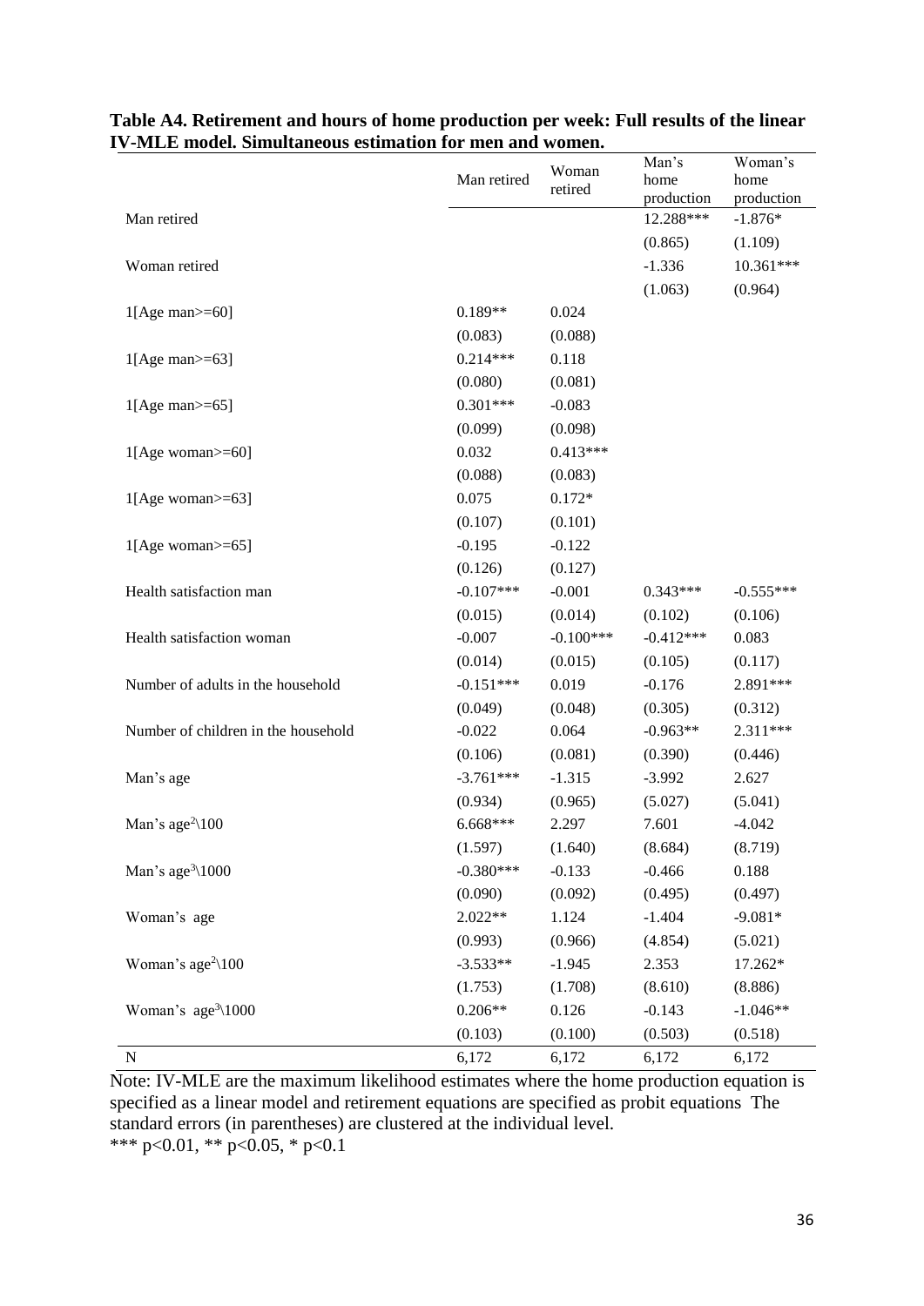**Table A4. Retirement and hours of home production per week: Full results of the linear IV-MLE model. Simultaneous estimation for men and women.**

| | Man retired | Woman retired | Man's home production | Woman's home production |
|---|---|---|---|---|
| Man retired | | | 12.288*** | -1.876* |
| | | | (0.865) | (1.109) |
| Woman retired | | | -1.336 | 10.361*** |
| | | | (1.063) | (0.964) |
| 1[Age man>=60] | 0.189** | 0.024 | | |
| | (0.083) | (0.088) | | |
| 1[Age man>=63] | 0.214*** | 0.118 | | |
| | (0.080) | (0.081) | | |
| 1[Age man>=65] | 0.301*** | -0.083 | | |
| | (0.099) | (0.098) | | |
| 1[Age woman>=60] | 0.032 | 0.413*** | | |
| | (0.088) | (0.083) | | |
| 1[Age woman>=63] | 0.075 | 0.172* | | |
| | (0.107) | (0.101) | | |
| 1[Age woman>=65] | -0.195 | -0.122 | | |
| | (0.126) | (0.127) | | |
| Health satisfaction man | -0.107*** | -0.001 | 0.343*** | -0.555*** |
| | (0.015) | (0.014) | (0.102) | (0.106) |
| Health satisfaction woman | -0.007 | -0.100*** | -0.412*** | 0.083 |
| | (0.014) | (0.015) | (0.105) | (0.117) |
| Number of adults in the household | -0.151*** | 0.019 | -0.176 | 2.891*** |
| | (0.049) | (0.048) | (0.305) | (0.312) |
| Number of children in the household | -0.022 | 0.064 | -0.963** | 2.311*** |
| | (0.106) | (0.081) | (0.390) | (0.446) |
| Man's age | -3.761*** | -1.315 | -3.992 | 2.627 |
| | (0.934) | (0.965) | (5.027) | (5.041) |
| Man's age$^2$\100 | 6.668*** | 2.297 | 7.601 | -4.042 |
| | (1.597) | (1.640) | (8.684) | (8.719) |
| Man's age$^3$\1000 | -0.380*** | -0.133 | -0.466 | 0.188 |
| | (0.090) | (0.092) | (0.495) | (0.497) |
| Woman's age | 2.022** | 1.124 | -1.404 | -9.081* |
| | (0.993) | (0.966) | (4.854) | (5.021) |
| Woman's age$^2$\100 | -3.533** | -1.945 | 2.353 | 17.262* |
| | (1.753) | (1.708) | (8.610) | (8.886) |
| Woman's age$^3$\1000 | 0.206** | 0.126 | -0.143 | -1.046** |
| | (0.103) | (0.100) | (0.503) | (0.518) |
| N | 6,172 | 6,172 | 6,172 | 6,172 |

Note: IV-MLE are the maximum likelihood estimates where the home production equation is specified as a linear model and retirement equations are specified as probit equations The standard errors (in parentheses) are clustered at the individual level.
*** p<0.01, ** p<0.05, * p<0.1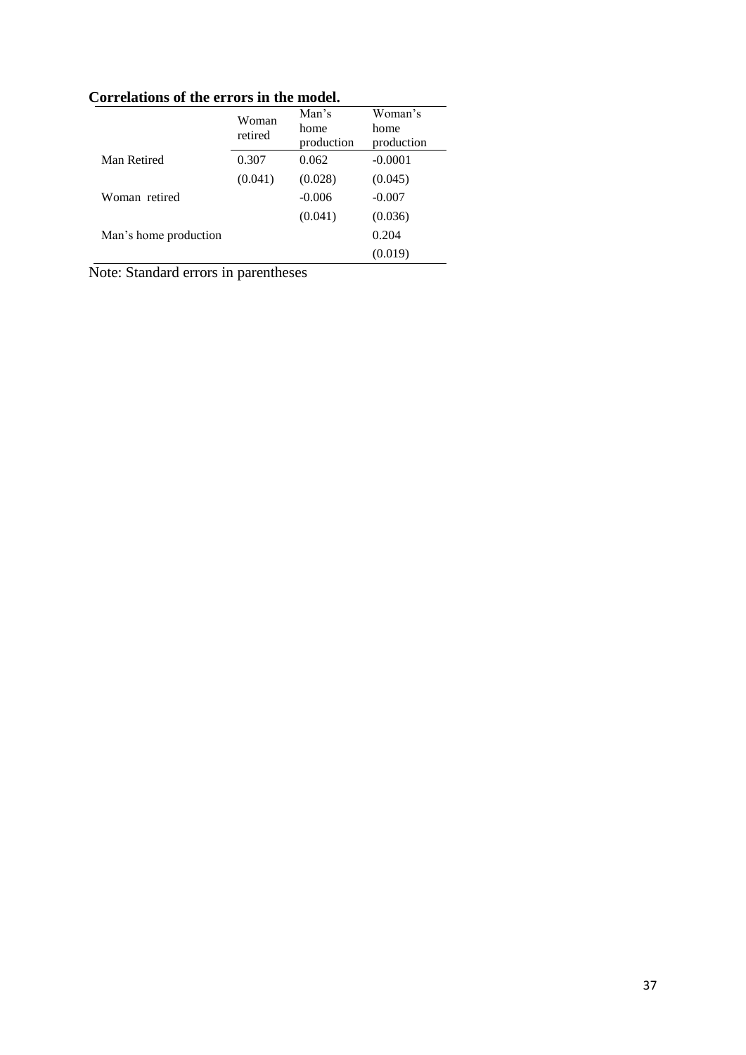**Correlations of the errors in the model.**

| | Woman retired | Man's home production | Woman's home production |
|---|---|---|---|
| Man Retired | 0.307 | 0.062 | -0.0001 |
| | (0.041) | (0.028) | (0.045) |
| Woman retired | | -0.006 | -0.007 |
| | | (0.041) | (0.036) |
| Man's home production | | | 0.204 |
| | | | (0.019) |

Note: Standard errors in parentheses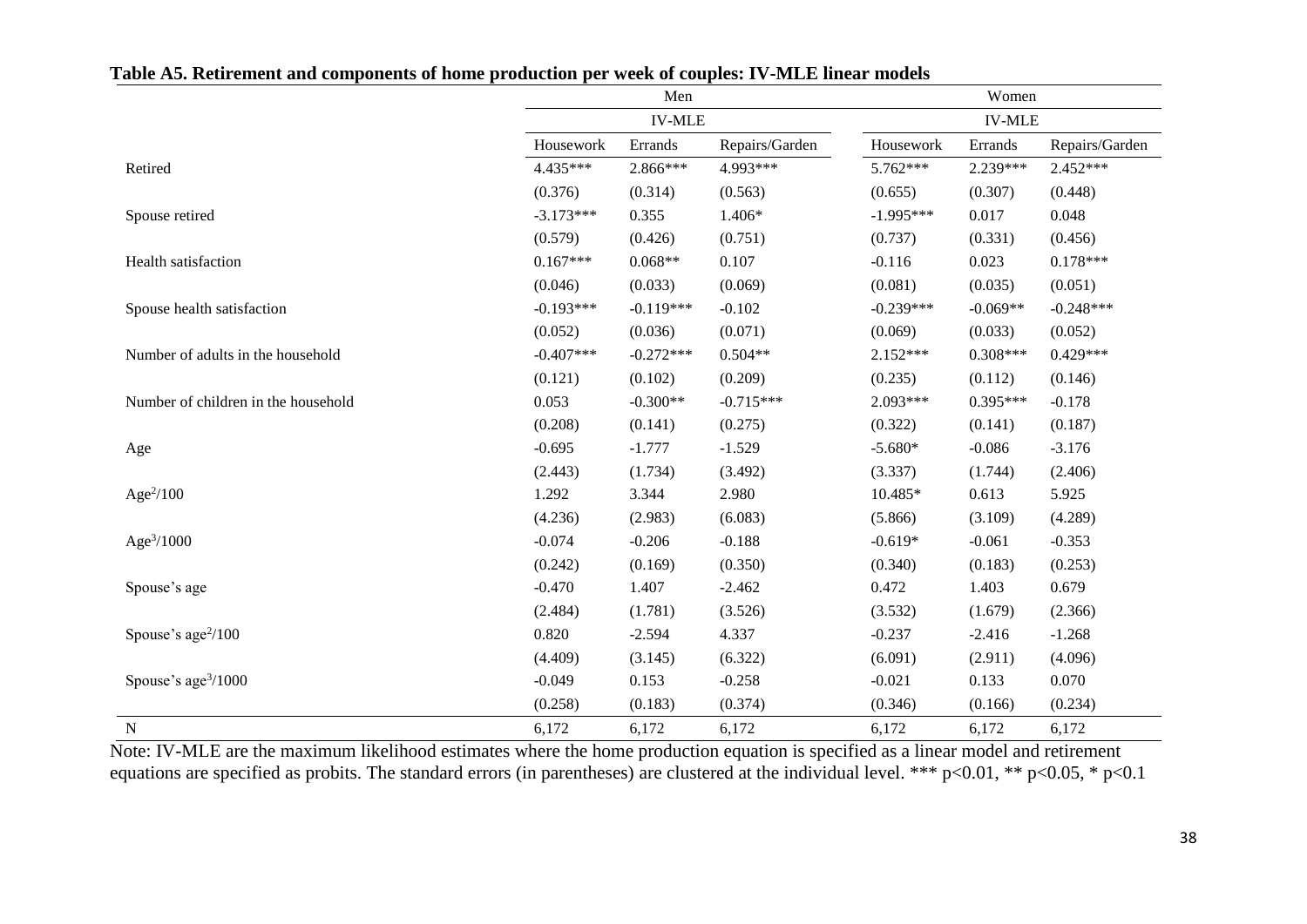**Table A5. Retirement and components of home production per week of couples: IV-MLE linear models**

| | Men | | | Women | | |
|---|---|---|---|---|---|---|
| | IV-MLE | | | IV-MLE | | |
| | Housework | Errands | Repairs/Garden | Housework | Errands | Repairs/Garden |
| Retired | 4.435*** | 2.866*** | 4.993*** | 5.762*** | 2.239*** | 2.452*** |
| | (0.376) | (0.314) | (0.563) | (0.655) | (0.307) | (0.448) |
| Spouse retired | -3.173*** | 0.355 | 1.406* | -1.995*** | 0.017 | 0.048 |
| | (0.579) | (0.426) | (0.751) | (0.737) | (0.331) | (0.456) |
| Health satisfaction | 0.167*** | 0.068** | 0.107 | -0.116 | 0.023 | 0.178*** |
| | (0.046) | (0.033) | (0.069) | (0.081) | (0.035) | (0.051) |
| Spouse health satisfaction | -0.193*** | -0.119*** | -0.102 | -0.239*** | -0.069** | -0.248*** |
| | (0.052) | (0.036) | (0.071) | (0.069) | (0.033) | (0.052) |
| Number of adults in the household | -0.407*** | -0.272*** | 0.504** | 2.152*** | 0.308*** | 0.429*** |
| | (0.121) | (0.102) | (0.209) | (0.235) | (0.112) | (0.146) |
| Number of children in the household | 0.053 | -0.300** | -0.715*** | 2.093*** | 0.395*** | -0.178 |
| | (0.208) | (0.141) | (0.275) | (0.322) | (0.141) | (0.187) |
| Age | -0.695 | -1.777 | -1.529 | -5.680* | -0.086 | -3.176 |
| | (2.443) | (1.734) | (3.492) | (3.337) | (1.744) | (2.406) |
| $Age^2/100$ | 1.292 | 3.344 | 2.980 | 10.485* | 0.613 | 5.925 |
| | (4.236) | (2.983) | (6.083) | (5.866) | (3.109) | (4.289) |
| $Age^3/1000$ | -0.074 | -0.206 | -0.188 | -0.619* | -0.061 | -0.353 |
| | (0.242) | (0.169) | (0.350) | (0.340) | (0.183) | (0.253) |
| Spouse's age | -0.470 | 1.407 | -2.462 | 0.472 | 1.403 | 0.679 |
| | (2.484) | (1.781) | (3.526) | (3.532) | (1.679) | (2.366) |
| Spouse's $age^2/100$ | 0.820 | -2.594 | 4.337 | -0.237 | -2.416 | -1.268 |
| | (4.409) | (3.145) | (6.322) | (6.091) | (2.911) | (4.096) |
| Spouse's $age^3/1000$ | -0.049 | 0.153 | -0.258 | -0.021 | 0.133 | 0.070 |
| | (0.258) | (0.183) | (0.374) | (0.346) | (0.166) | (0.234) |
| N | 6,172 | 6,172 | 6,172 | 6,172 | 6,172 | 6,172 |

Note: IV-MLE are the maximum likelihood estimates where the home production equation is specified as a linear model and retirement equations are specified as probits. The standard errors (in parentheses) are clustered at the individual level. *** p<0.01, ** p<0.05, * p<0.1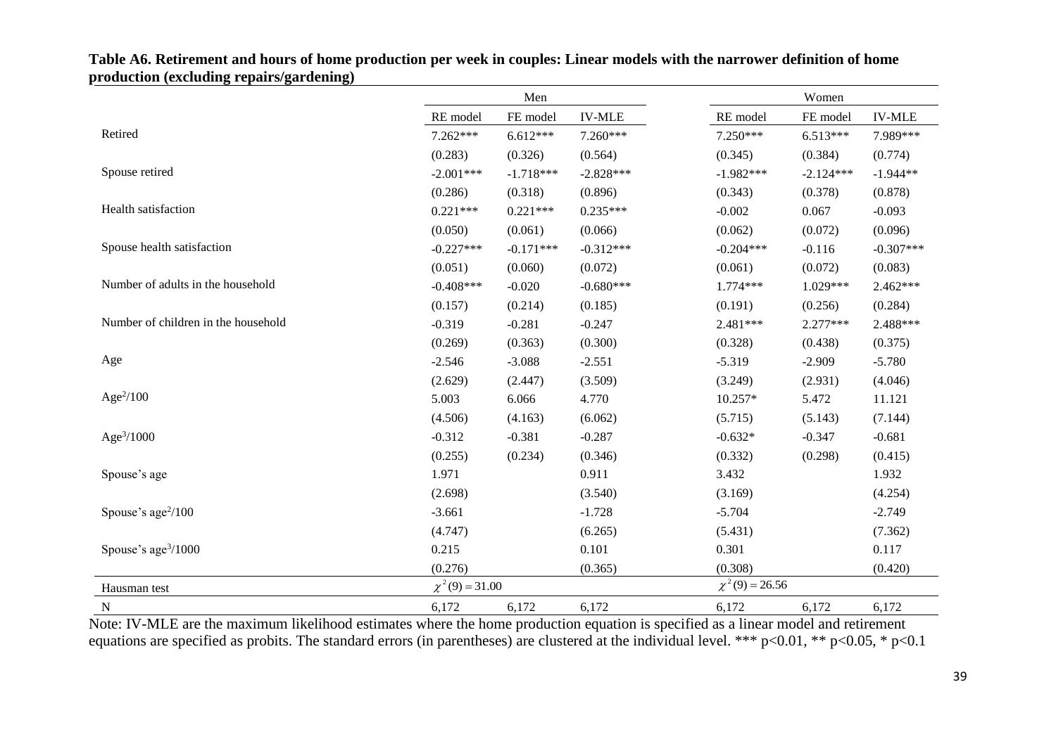**Table A6. Retirement and hours of home production per week in couples: Linear models with the narrower definition of home production (excluding repairs/gardening)**

| | Men | | | Women | | |
|---|---|---|---|---|---|---|
| | RE model | FE model | IV-MLE | RE model | FE model | IV-MLE |
| Retired | 7.262*** | 6.612*** | 7.260*** | 7.250*** | 6.513*** | 7.989*** |
| | (0.283) | (0.326) | (0.564) | (0.345) | (0.384) | (0.774) |
| Spouse retired | -2.001*** | -1.718*** | -2.828*** | -1.982*** | -2.124*** | -1.944** |
| | (0.286) | (0.318) | (0.896) | (0.343) | (0.378) | (0.878) |
| Health satisfaction | 0.221*** | 0.221*** | 0.235*** | -0.002 | 0.067 | -0.093 |
| | (0.050) | (0.061) | (0.066) | (0.062) | (0.072) | (0.096) |
| Spouse health satisfaction | -0.227*** | -0.171*** | -0.312*** | -0.204*** | -0.116 | -0.307*** |
| | (0.051) | (0.060) | (0.072) | (0.061) | (0.072) | (0.083) |
| Number of adults in the household | -0.408*** | -0.020 | -0.680*** | 1.774*** | 1.029*** | 2.462*** |
| | (0.157) | (0.214) | (0.185) | (0.191) | (0.256) | (0.284) |
| Number of children in the household | -0.319 | -0.281 | -0.247 | 2.481*** | 2.277*** | 2.488*** |
| | (0.269) | (0.363) | (0.300) | (0.328) | (0.438) | (0.375) |
| Age | -2.546 | -3.088 | -2.551 | -5.319 | -2.909 | -5.780 |
| | (2.629) | (2.447) | (3.509) | (3.249) | (2.931) | (4.046) |
| $Age^2/100$ | 5.003 | 6.066 | 4.770 | 10.257* | 5.472 | 11.121 |
| | (4.506) | (4.163) | (6.062) | (5.715) | (5.143) | (7.144) |
| $Age^3/1000$ | -0.312 | -0.381 | -0.287 | -0.632* | -0.347 | -0.681 |
| | (0.255) | (0.234) | (0.346) | (0.332) | (0.298) | (0.415) |
| Spouse's age | 1.971 | | 0.911 | 3.432 | | 1.932 |
| | (2.698) | | (3.540) | (3.169) | | (4.254) |
| Spouse's $age^2/100$ | -3.661 | | -1.728 | -5.704 | | -2.749 |
| | (4.747) | | (6.265) | (5.431) | | (7.362) |
| Spouse's $age^3/1000$ | 0.215 | | 0.101 | 0.301 | | 0.117 |
| | (0.276) | | (0.365) | (0.308) | | (0.420) |
| Hausman test | $\chi^2(9) = 31.00$ | | | $\chi^2(9) = 26.56$ | | |
| N | 6,172 | 6,172 | 6,172 | 6,172 | 6,172 | 6,172 |

Note: IV-MLE are the maximum likelihood estimates where the home production equation is specified as a linear model and retirement equations are specified as probits. The standard errors (in parentheses) are clustered at the individual level. *** p<0.01, ** p<0.05, * p<0.1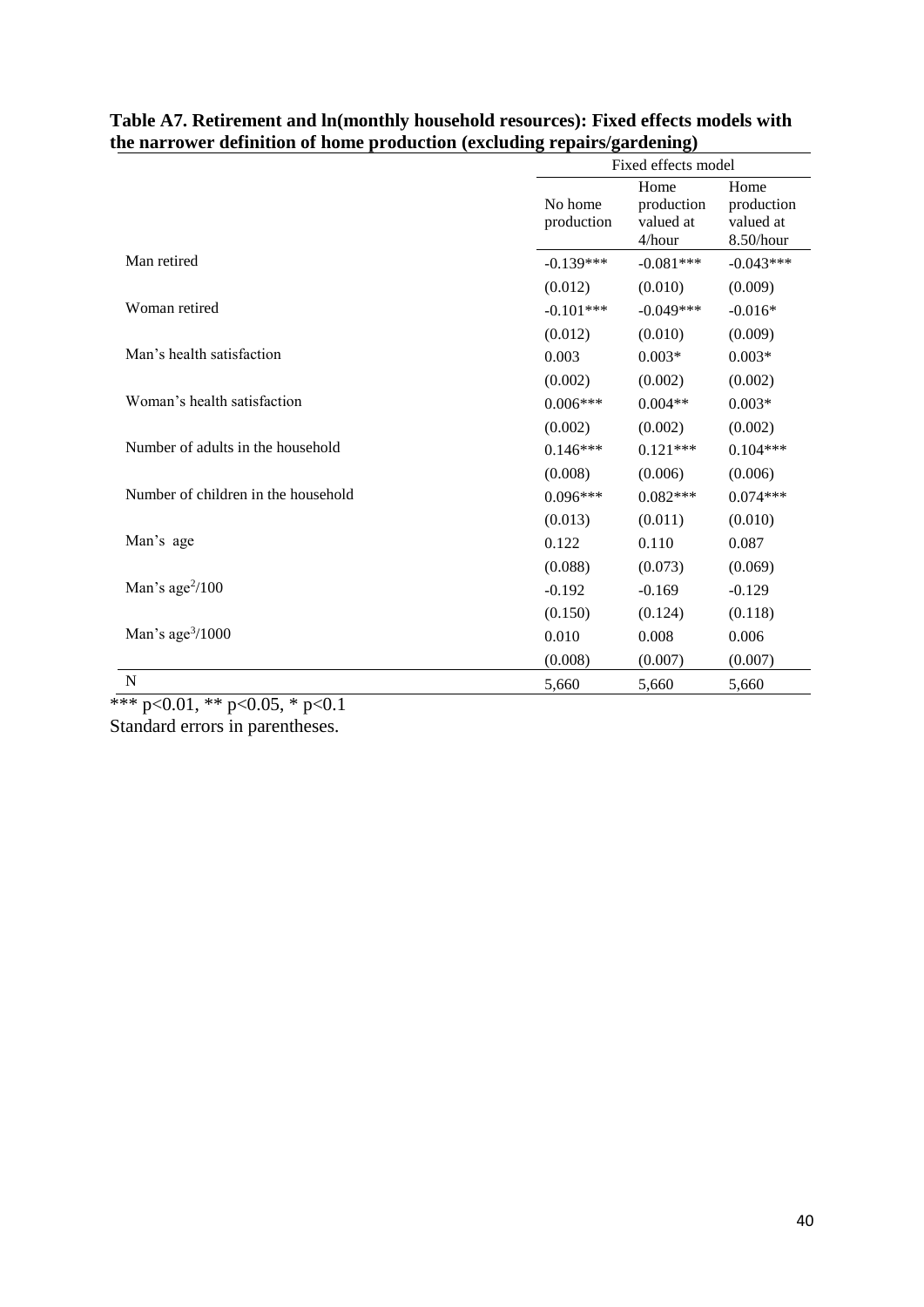**Table A7. Retirement and ln(monthly household resources): Fixed effects models with the narrower definition of home production (excluding repairs/gardening)**

| | Fixed effects model | | |
|---|---|---|---|
| | No home production | Home production valued at 4/hour | Home production valued at 8.50/hour |
| Man retired | -0.139*** | -0.081*** | -0.043*** |
| | (0.012) | (0.010) | (0.009) |
| Woman retired | -0.101*** | -0.049*** | -0.016* |
| | (0.012) | (0.010) | (0.009) |
| Man's health satisfaction | 0.003 | 0.003* | 0.003* |
| | (0.002) | (0.002) | (0.002) |
| Woman's health satisfaction | 0.006*** | 0.004** | 0.003* |
| | (0.002) | (0.002) | (0.002) |
| Number of adults in the household | 0.146*** | 0.121*** | 0.104*** |
| | (0.008) | (0.006) | (0.006) |
| Number of children in the household | 0.096*** | 0.082*** | 0.074*** |
| | (0.013) | (0.011) | (0.010) |
| Man's age | 0.122 | 0.110 | 0.087 |
| | (0.088) | (0.073) | (0.069) |
| Man's age$^2$/100 | -0.192 | -0.169 | -0.129 |
| | (0.150) | (0.124) | (0.118) |
| Man's age$^3$/1000 | 0.010 | 0.008 | 0.006 |
| | (0.008) | (0.007) | (0.007) |
| N | 5,660 | 5,660 | 5,660 |

*** $p<0.01$, ** $p<0.05$, * $p<0.1$

Standard errors in parentheses.